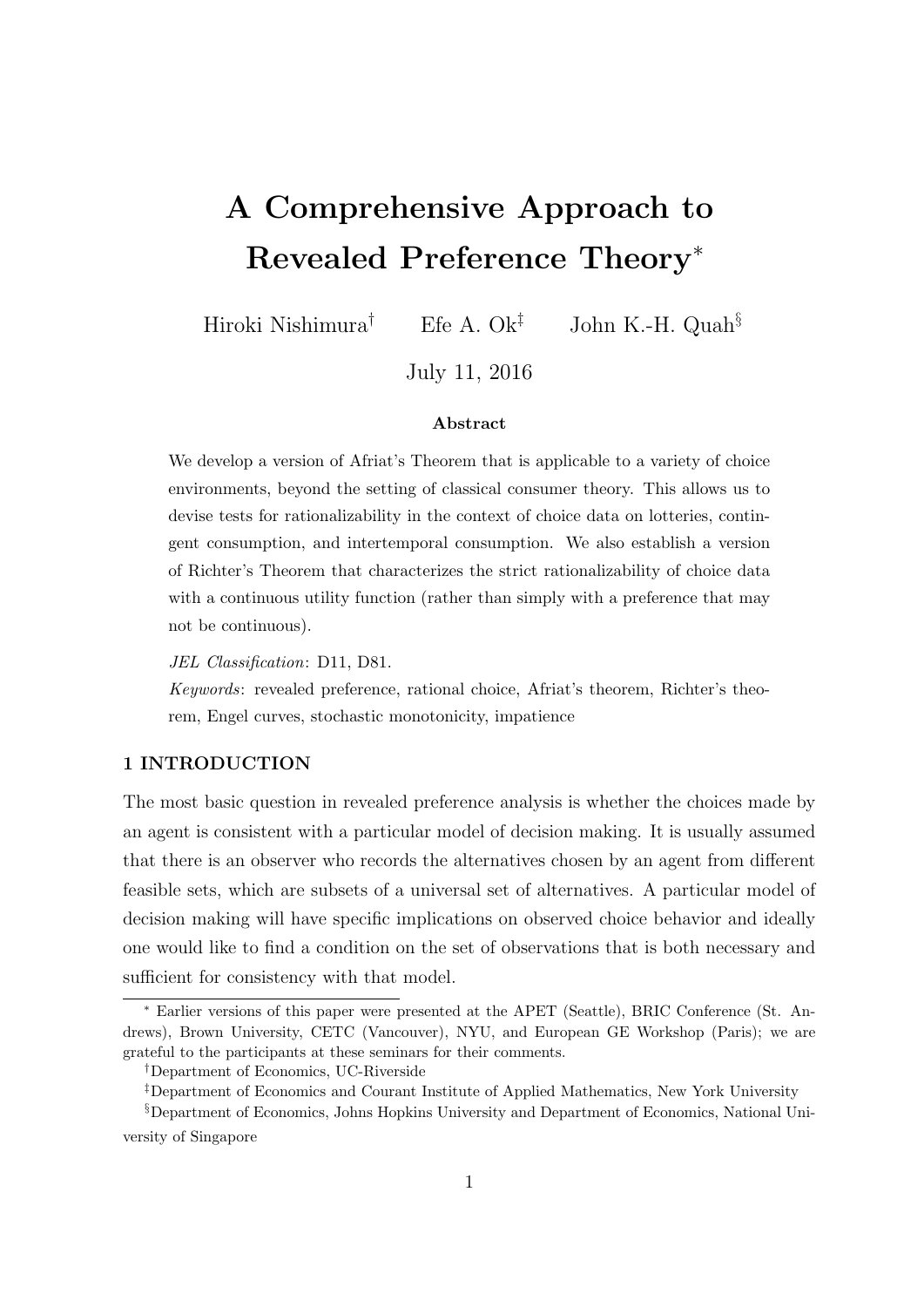# A Comprehensive Approach to Revealed Preference Theory*

Hiroki Nishimura† Efe A. Ok‡ John K.-H. Quah§

July 11, 2016

**Abstract**

We develop a version of Afriat's Theorem that is applicable to a variety of choice environments, beyond the setting of classical consumer theory. This allows us to devise tests for rationalizability in the context of choice data on lotteries, contingent consumption, and intertemporal consumption. We also establish a version of Richter's Theorem that characterizes the strict rationalizability of choice data with a continuous utility function (rather than simply with a preference that may not be continuous).

*JEL Classification*: D11, D81.

*Keywords*: revealed preference, rational choice, Afriat's theorem, Richter's theorem, Engel curves, stochastic monotonicity, impatience

## 1 INTRODUCTION

The most basic question in revealed preference analysis is whether the choices made by an agent is consistent with a particular model of decision making. It is usually assumed that there is an observer who records the alternatives chosen by an agent from different feasible sets, which are subsets of a universal set of alternatives. A particular model of decision making will have specific implications on observed choice behavior and ideally one would like to find a condition on the set of observations that is both necessary and sufficient for consistency with that model.

---

* Earlier versions of this paper were presented at the APET (Seattle), BRIC Conference (St. Andrews), Brown University, CETC (Vancouver), NYU, and European GE Workshop (Paris); we are grateful to the participants at these seminars for their comments.

†Department of Economics, UC-Riverside

‡Department of Economics and Courant Institute of Applied Mathematics, New York University

§Department of Economics, Johns Hopkins University and Department of Economics, National University of Singapore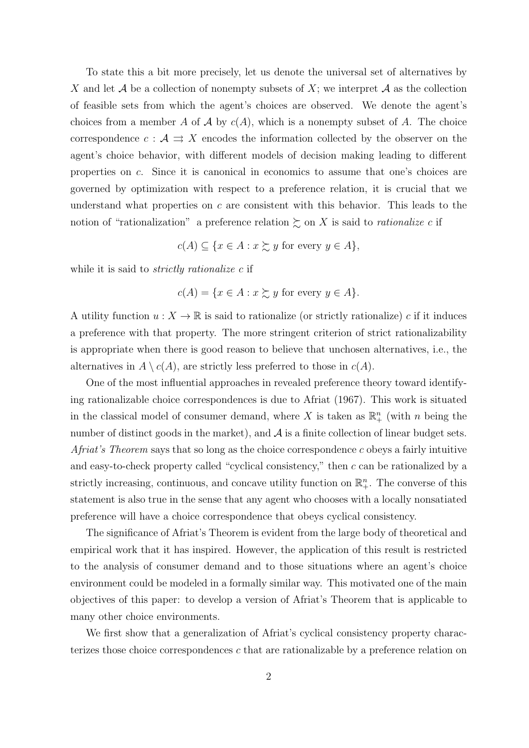To state this a bit more precisely, let us denote the universal set of alternatives by $X$ and let $\mathcal{A}$ be a collection of nonempty subsets of $X$; we interpret $\mathcal{A}$ as the collection of feasible sets from which the agent's choices are observed. We denote the agent's choices from a member $A$ of $\mathcal{A}$ by $c(A)$, which is a nonempty subset of $A$. The choice correspondence $c : \mathcal{A} \rightrightarrows X$ encodes the information collected by the observer on the agent's choice behavior, with different models of decision making leading to different properties on $c$. Since it is canonical in economics to assume that one's choices are governed by optimization with respect to a preference relation, it is crucial that we understand what properties on $c$ are consistent with this behavior. This leads to the notion of "rationalization" a preference relation $\succsim$ on $X$ is said to *rationalize* $c$ if

$$c(A) \subseteq \{x \in A : x \succsim y \text{ for every } y \in A\},$$

while it is said to *strictly rationalize* $c$ if

$$c(A) = \{x \in A : x \succsim y \text{ for every } y \in A\}.$$

A utility function $u : X \to \mathbb{R}$ is said to rationalize (or strictly rationalize) $c$ if it induces a preference with that property. The more stringent criterion of strict rationalizability is appropriate when there is good reason to believe that unchosen alternatives, i.e., the alternatives in $A \setminus c(A)$, are strictly less preferred to those in $c(A)$.

One of the most influential approaches in revealed preference theory toward identifying rationalizable choice correspondences is due to Afriat (1967). This work is situated in the classical model of consumer demand, where $X$ is taken as $\mathbb{R}^n_+$ (with $n$ being the number of distinct goods in the market), and $\mathcal{A}$ is a finite collection of linear budget sets. *Afriat's Theorem* says that so long as the choice correspondence $c$ obeys a fairly intuitive and easy-to-check property called "cyclical consistency," then $c$ can be rationalized by a strictly increasing, continuous, and concave utility function on $\mathbb{R}^n_+$. The converse of this statement is also true in the sense that any agent who chooses with a locally nonsatiated preference will have a choice correspondence that obeys cyclical consistency.

The significance of Afriat's Theorem is evident from the large body of theoretical and empirical work that it has inspired. However, the application of this result is restricted to the analysis of consumer demand and to those situations where an agent's choice environment could be modeled in a formally similar way. This motivated one of the main objectives of this paper: to develop a version of Afriat's Theorem that is applicable to many other choice environments.

We first show that a generalization of Afriat's cyclical consistency property characterizes those choice correspondences $c$ that are rationalizable by a preference relation on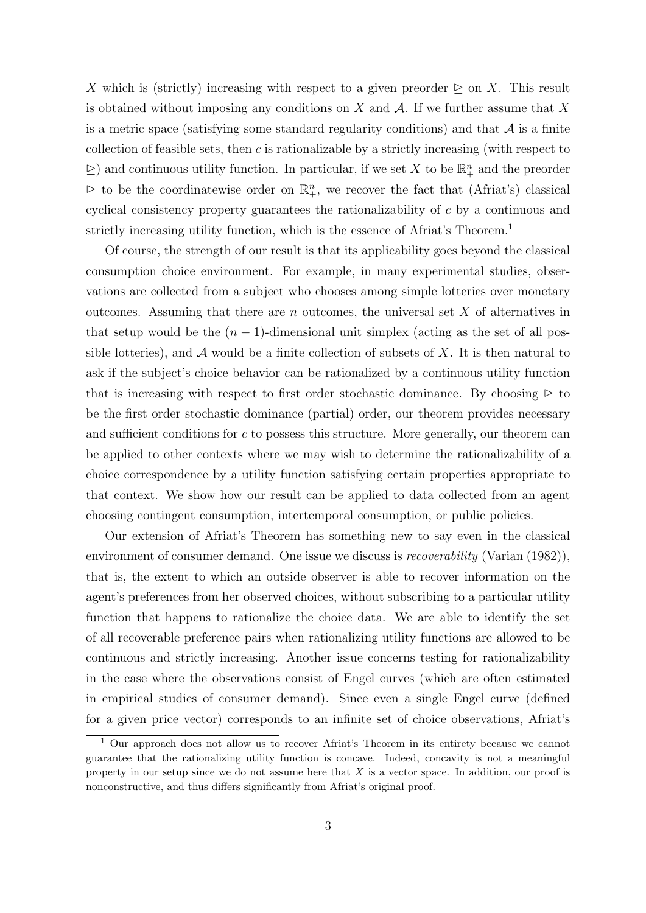$X$ which is (strictly) increasing with respect to a given preorder $\trianglerighteq$ on $X$. This result is obtained without imposing any conditions on $X$ and $\mathcal{A}$. If we further assume that $X$ is a metric space (satisfying some standard regularity conditions) and that $\mathcal{A}$ is a finite collection of feasible sets, then $c$ is rationalizable by a strictly increasing (with respect to $\trianglerighteq$) and continuous utility function. In particular, if we set $X$ to be $\mathbb{R}^n_+$ and the preorder $\trianglerighteq$ to be the coordinatewise order on $\mathbb{R}^n_+$, we recover the fact that (Afriat's) classical cyclical consistency property guarantees the rationalizability of $c$ by a continuous and strictly increasing utility function, which is the essence of Afriat's Theorem.[1]

Of course, the strength of our result is that its applicability goes beyond the classical consumption choice environment. For example, in many experimental studies, observations are collected from a subject who chooses among simple lotteries over monetary outcomes. Assuming that there are $n$ outcomes, the universal set $X$ of alternatives in that setup would be the $(n-1)$-dimensional unit simplex (acting as the set of all possible lotteries), and $\mathcal{A}$ would be a finite collection of subsets of $X$. It is then natural to ask if the subject's choice behavior can be rationalized by a continuous utility function that is increasing with respect to first order stochastic dominance. By choosing $\trianglerighteq$ to be the first order stochastic dominance (partial) order, our theorem provides necessary and sufficient conditions for $c$ to possess this structure. More generally, our theorem can be applied to other contexts where we may wish to determine the rationalizability of a choice correspondence by a utility function satisfying certain properties appropriate to that context. We show how our result can be applied to data collected from an agent choosing contingent consumption, intertemporal consumption, or public policies.

Our extension of Afriat's Theorem has something new to say even in the classical environment of consumer demand. One issue we discuss is *recoverability* (Varian (1982)), that is, the extent to which an outside observer is able to recover information on the agent's preferences from her observed choices, without subscribing to a particular utility function that happens to rationalize the choice data. We are able to identify the set of all recoverable preference pairs when rationalizing utility functions are allowed to be continuous and strictly increasing. Another issue concerns testing for rationalizability in the case where the observations consist of Engel curves (which are often estimated in empirical studies of consumer demand). Since even a single Engel curve (defined for a given price vector) corresponds to an infinite set of choice observations, Afriat's

[1] Our approach does not allow us to recover Afriat's Theorem in its entirety because we cannot guarantee that the rationalizing utility function is concave. Indeed, concavity is not a meaningful property in our setup since we do not assume here that $X$ is a vector space. In addition, our proof is nonconstructive, and thus differs significantly from Afriat's original proof.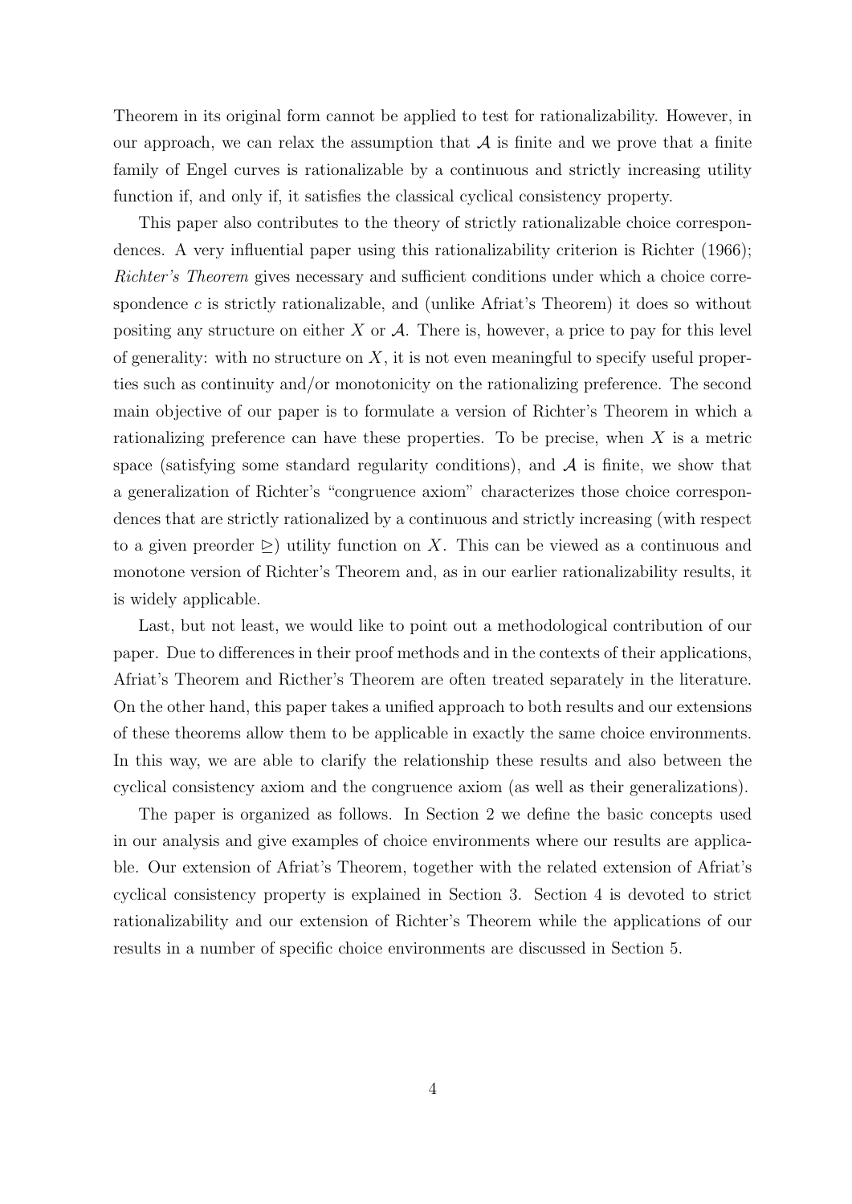Theorem in its original form cannot be applied to test for rationalizability. However, in our approach, we can relax the assumption that $\mathcal{A}$ is finite and we prove that a finite family of Engel curves is rationalizable by a continuous and strictly increasing utility function if, and only if, it satisfies the classical cyclical consistency property.

This paper also contributes to the theory of strictly rationalizable choice correspondences. A very influential paper using this rationalizability criterion is Richter (1966); *Richter's Theorem* gives necessary and sufficient conditions under which a choice correspondence $c$ is strictly rationalizable, and (unlike Afriat's Theorem) it does so without positing any structure on either $X$ or $\mathcal{A}$. There is, however, a price to pay for this level of generality: with no structure on $X$, it is not even meaningful to specify useful properties such as continuity and/or monotonicity on the rationalizing preference. The second main objective of our paper is to formulate a version of Richter's Theorem in which a rationalizing preference can have these properties. To be precise, when $X$ is a metric space (satisfying some standard regularity conditions), and $\mathcal{A}$ is finite, we show that a generalization of Richter's "congruence axiom" characterizes those choice correspondences that are strictly rationalized by a continuous and strictly increasing (with respect to a given preorder $\trianglerighteq$) utility function on $X$. This can be viewed as a continuous and monotone version of Richter's Theorem and, as in our earlier rationalizability results, it is widely applicable.

Last, but not least, we would like to point out a methodological contribution of our paper. Due to differences in their proof methods and in the contexts of their applications, Afriat's Theorem and Ricther's Theorem are often treated separately in the literature. On the other hand, this paper takes a unified approach to both results and our extensions of these theorems allow them to be applicable in exactly the same choice environments. In this way, we are able to clarify the relationship these results and also between the cyclical consistency axiom and the congruence axiom (as well as their generalizations).

The paper is organized as follows. In Section 2 we define the basic concepts used in our analysis and give examples of choice environments where our results are applicable. Our extension of Afriat's Theorem, together with the related extension of Afriat's cyclical consistency property is explained in Section 3. Section 4 is devoted to strict rationalizability and our extension of Richter's Theorem while the applications of our results in a number of specific choice environments are discussed in Section 5.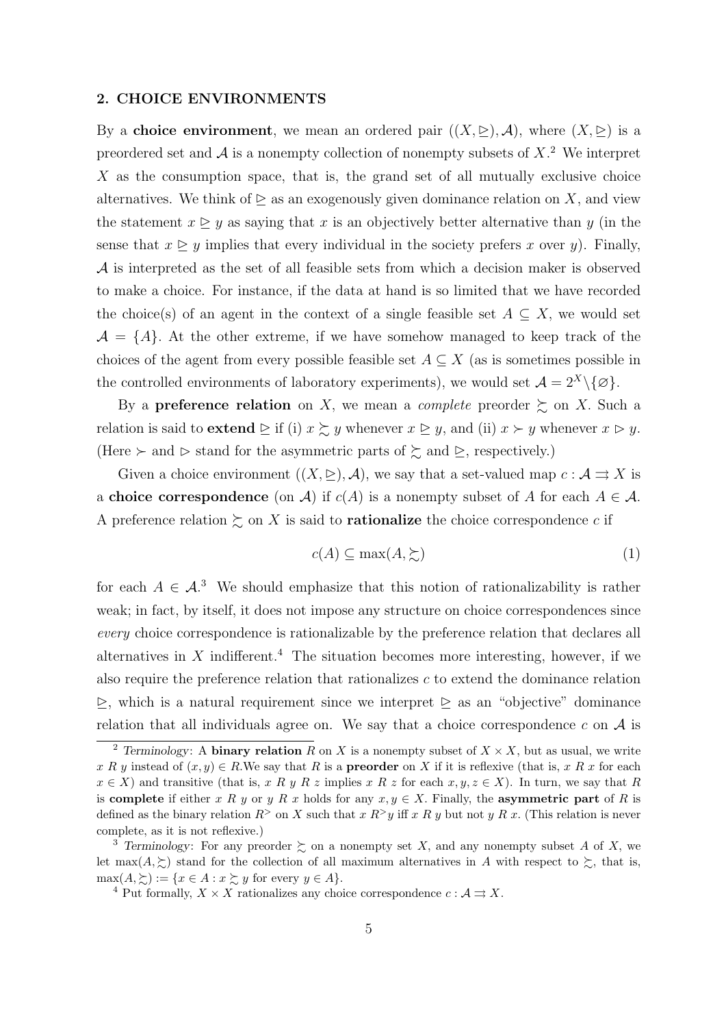## 2. CHOICE ENVIRONMENTS

By a **choice environment**, we mean an ordered pair $((X, \trianglerighteq), \mathcal{A})$, where $(X, \trianglerighteq)$ is a preordered set and $\mathcal{A}$ is a nonempty collection of nonempty subsets of $X$.[2] We interpret $X$ as the consumption space, that is, the grand set of all mutually exclusive choice alternatives. We think of $\trianglerighteq$ as an exogenously given dominance relation on $X$, and view the statement $x \trianglerighteq y$ as saying that $x$ is an objectively better alternative than $y$ (in the sense that $x \trianglerighteq y$ implies that every individual in the society prefers $x$ over $y$). Finally, $\mathcal{A}$ is interpreted as the set of all feasible sets from which a decision maker is observed to make a choice. For instance, if the data at hand is so limited that we have recorded the choice(s) of an agent in the context of a single feasible set $A \subseteq X$, we would set $\mathcal{A} = \{A\}$. At the other extreme, if we have somehow managed to keep track of the choices of the agent from every possible feasible set $A \subseteq X$ (as is sometimes possible in the controlled environments of laboratory experiments), we would set $\mathcal{A} = 2^X \backslash \{\varnothing\}$.

By a **preference relation** on $X$, we mean a *complete* preorder $\succsim$ on $X$. Such a relation is said to **extend** $\trianglerighteq$ if (i) $x \succsim y$ whenever $x \trianglerighteq y$, and (ii) $x \succ y$ whenever $x \vartriangleright y$. (Here $\succ$ and $\vartriangleright$ stand for the asymmetric parts of $\succsim$ and $\trianglerighteq$, respectively.)

Given a choice environment $((X, \trianglerighteq), \mathcal{A})$, we say that a set-valued map $c : \mathcal{A} \rightrightarrows X$ is a **choice correspondence** (on $\mathcal{A}$) if $c(A)$ is a nonempty subset of $A$ for each $A \in \mathcal{A}$. A preference relation $\succsim$ on $X$ is said to **rationalize** the choice correspondence $c$ if

$$c(A) \subseteq \max(A, \succsim) \tag{1}$$

for each $A \in \mathcal{A}$.[3] We should emphasize that this notion of rationalizability is rather weak; in fact, by itself, it does not impose any structure on choice correspondences since *every* choice correspondence is rationalizable by the preference relation that declares all alternatives in $X$ indifferent.[4] The situation becomes more interesting, however, if we also require the preference relation that rationalizes $c$ to extend the dominance relation $\trianglerighteq$, which is a natural requirement since we interpret $\trianglerighteq$ as an "objective" dominance relation that all individuals agree on. We say that a choice correspondence $c$ on $\mathcal{A}$ is

---

[2] *Terminology*: A **binary relation** $R$ on $X$ is a nonempty subset of $X \times X$, but as usual, we write $x \; R \; y$ instead of $(x, y) \in R$. We say that $R$ is a **preorder** on $X$ if it is reflexive (that is, $x \; R \; x$ for each $x \in X$) and transitive (that is, $x \; R \; y \; R \; z$ implies $x \; R \; z$ for each $x, y, z \in X$). In turn, we say that $R$ is **complete** if either $x \; R \; y$ or $y \; R \; x$ holds for any $x, y \in X$. Finally, the **asymmetric part** of $R$ is defined as the binary relation $R^>$ on $X$ such that $x \; R^> y$ iff $x \; R \; y$ but not $y \; R \; x$. (This relation is never complete, as it is not reflexive.)

[3] *Terminology*: For any preorder $\succsim$ on a nonempty set $X$, and any nonempty subset $A$ of $X$, we let $\max(A, \succsim)$ stand for the collection of all maximum alternatives in $A$ with respect to $\succsim$, that is, $\max(A, \succsim) := \{x \in A : x \succsim y \text{ for every } y \in A\}$.

[4] Put formally, $X \times X$ rationalizes any choice correspondence $c : \mathcal{A} \rightrightarrows X$.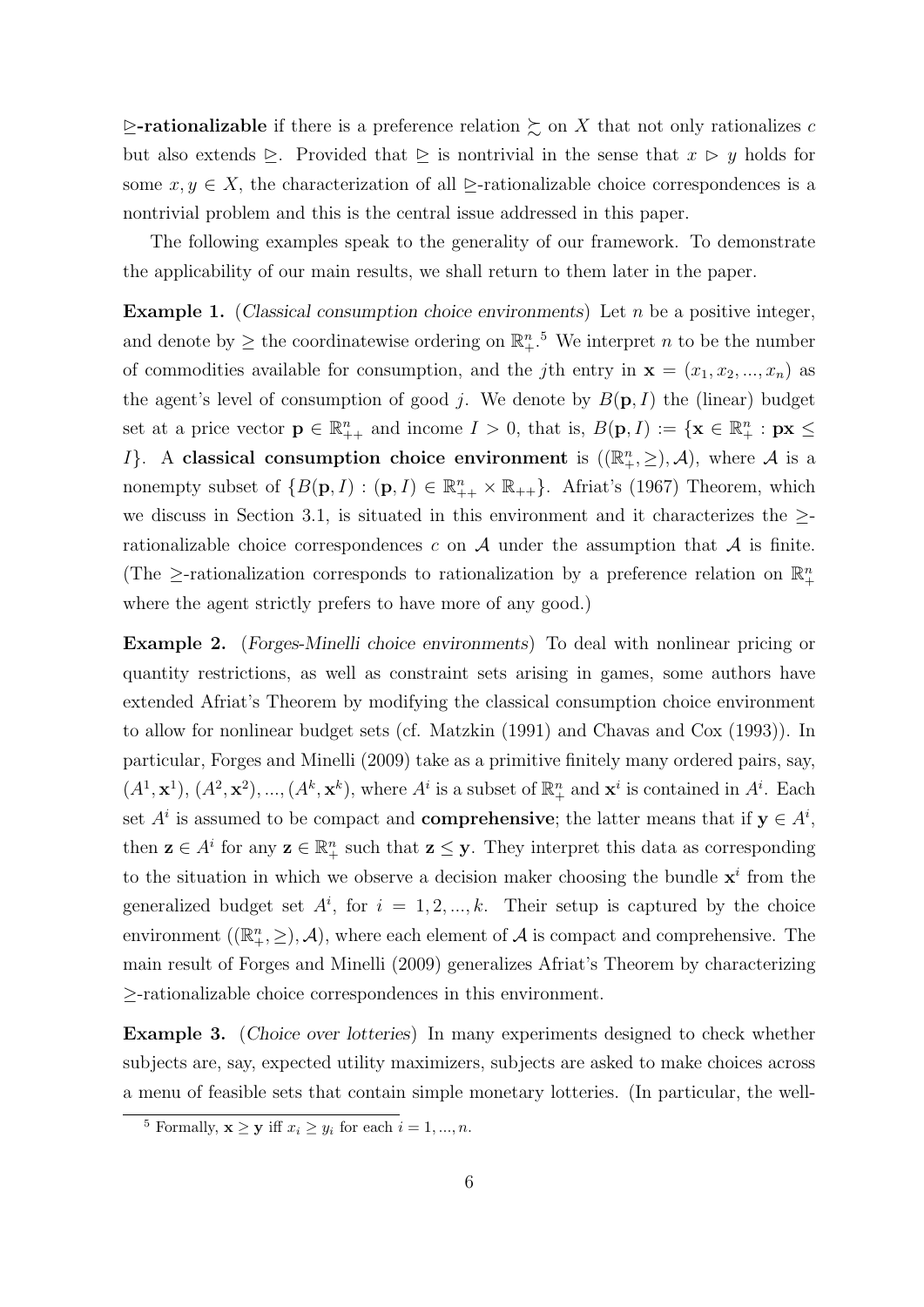**$\trianglerighteq$-rationalizable** if there is a preference relation $\succsim$ on $X$ that not only rationalizes $c$ but also extends $\trianglerighteq$. Provided that $\trianglerighteq$ is nontrivial in the sense that $x \vartriangleright y$ holds for some $x, y \in X$, the characterization of all $\trianglerighteq$-rationalizable choice correspondences is a nontrivial problem and this is the central issue addressed in this paper.

The following examples speak to the generality of our framework. To demonstrate the applicability of our main results, we shall return to them later in the paper.

**Example 1.** (*Classical consumption choice environments*) Let $n$ be a positive integer, and denote by $\geq$ the coordinatewise ordering on $\mathbb{R}^n_+$.[5] We interpret $n$ to be the number of commodities available for consumption, and the $j$th entry in $\mathbf{x} = (x_1, x_2, ..., x_n)$ as the agent's level of consumption of good $j$. We denote by $B(\mathbf{p}, I)$ the (linear) budget set at a price vector $\mathbf{p} \in \mathbb{R}^n_{++}$ and income $I > 0$, that is, $B(\mathbf{p}, I) := \{\mathbf{x} \in \mathbb{R}^n_+ : \mathbf{px} \leq I\}$. A **classical consumption choice environment** is $((\mathbb{R}^n_+, \geq), \mathcal{A})$, where $\mathcal{A}$ is a nonempty subset of $\{B(\mathbf{p}, I) : (\mathbf{p}, I) \in \mathbb{R}^n_{++} \times \mathbb{R}_{++}\}$. Afriat's (1967) Theorem, which we discuss in Section 3.1, is situated in this environment and it characterizes the $\geq$-rationalizable choice correspondences $c$ on $\mathcal{A}$ under the assumption that $\mathcal{A}$ is finite. (The $\geq$-rationalization corresponds to rationalization by a preference relation on $\mathbb{R}^n_+$ where the agent strictly prefers to have more of any good.)

**Example 2.** (*Forges-Minelli choice environments*) To deal with nonlinear pricing or quantity restrictions, as well as constraint sets arising in games, some authors have extended Afriat's Theorem by modifying the classical consumption choice environment to allow for nonlinear budget sets (cf. Matzkin (1991) and Chavas and Cox (1993)). In particular, Forges and Minelli (2009) take as a primitive finitely many ordered pairs, say, $(A^1, \mathbf{x}^1)$, $(A^2, \mathbf{x}^2), ..., (A^k, \mathbf{x}^k)$, where $A^i$ is a subset of $\mathbb{R}^n_+$ and $\mathbf{x}^i$ is contained in $A^i$. Each set $A^i$ is assumed to be compact and **comprehensive**; the latter means that if $\mathbf{y} \in A^i$, then $\mathbf{z} \in A^i$ for any $\mathbf{z} \in \mathbb{R}^n_+$ such that $\mathbf{z} \leq \mathbf{y}$. They interpret this data as corresponding to the situation in which we observe a decision maker choosing the bundle $\mathbf{x}^i$ from the generalized budget set $A^i$, for $i = 1, 2, ..., k$. Their setup is captured by the choice environment $((\mathbb{R}^n_+, \geq), \mathcal{A})$, where each element of $\mathcal{A}$ is compact and comprehensive. The main result of Forges and Minelli (2009) generalizes Afriat's Theorem by characterizing $\geq$-rationalizable choice correspondences in this environment.

**Example 3.** (*Choice over lotteries*) In many experiments designed to check whether subjects are, say, expected utility maximizers, subjects are asked to make choices across a menu of feasible sets that contain simple monetary lotteries. (In particular, the well-

[5] Formally, $\mathbf{x} \geq \mathbf{y}$ iff $x_i \geq y_i$ for each $i = 1, ..., n$.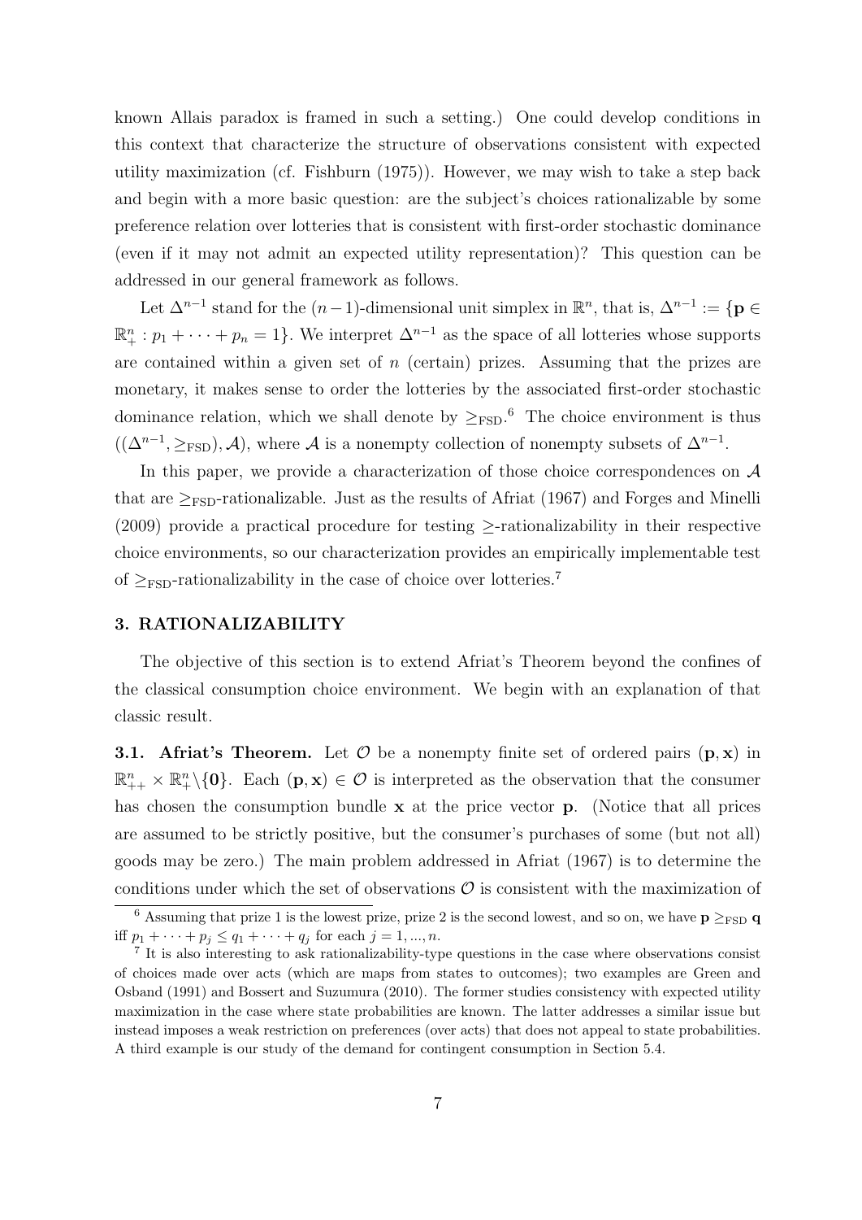known Allais paradox is framed in such a setting.) One could develop conditions in this context that characterize the structure of observations consistent with expected utility maximization (cf. Fishburn (1975)). However, we may wish to take a step back and begin with a more basic question: are the subject's choices rationalizable by some preference relation over lotteries that is consistent with first-order stochastic dominance (even if it may not admit an expected utility representation)? This question can be addressed in our general framework as follows.

Let $\Delta^{n-1}$ stand for the $(n-1)$-dimensional unit simplex in $\mathbb{R}^n$, that is, $\Delta^{n-1} := \{\mathbf{p} \in \mathbb{R}^n_+ : p_1 + \cdots + p_n = 1\}$. We interpret $\Delta^{n-1}$ as the space of all lotteries whose supports are contained within a given set of $n$ (certain) prizes. Assuming that the prizes are monetary, it makes sense to order the lotteries by the associated first-order stochastic dominance relation, which we shall denote by $\geq_{\text{FSD}}$.[6] The choice environment is thus $((\Delta^{n-1}, \geq_{\text{FSD}}), \mathcal{A})$, where $\mathcal{A}$ is a nonempty collection of nonempty subsets of $\Delta^{n-1}$.

In this paper, we provide a characterization of those choice correspondences on $\mathcal{A}$ that are $\geq_{\text{FSD}}$-rationalizable. Just as the results of Afriat (1967) and Forges and Minelli (2009) provide a practical procedure for testing $\geq$-rationalizability in their respective choice environments, so our characterization provides an empirically implementable test of $\geq_{\text{FSD}}$-rationalizability in the case of choice over lotteries.[7]

## 3. RATIONALIZABILITY

The objective of this section is to extend Afriat's Theorem beyond the confines of the classical consumption choice environment. We begin with an explanation of that classic result.

**3.1. Afriat's Theorem.** Let $\mathcal{O}$ be a nonempty finite set of ordered pairs $(\mathbf{p}, \mathbf{x})$ in $\mathbb{R}^n_{++} \times \mathbb{R}^n_+ \backslash \{\mathbf{0}\}$. Each $(\mathbf{p}, \mathbf{x}) \in \mathcal{O}$ is interpreted as the observation that the consumer has chosen the consumption bundle $\mathbf{x}$ at the price vector $\mathbf{p}$. (Notice that all prices are assumed to be strictly positive, but the consumer's purchases of some (but not all) goods may be zero.) The main problem addressed in Afriat (1967) is to determine the conditions under which the set of observations $\mathcal{O}$ is consistent with the maximization of

---

[6] Assuming that prize 1 is the lowest prize, prize 2 is the second lowest, and so on, we have $\mathbf{p} \geq_{\text{FSD}} \mathbf{q}$ iff $p_1 + \cdots + p_j \leq q_1 + \cdots + q_j$ for each $j = 1, ..., n$.

[7] It is also interesting to ask rationalizability-type questions in the case where observations consist of choices made over acts (which are maps from states to outcomes); two examples are Green and Osband (1991) and Bossert and Suzumura (2010). The former studies consistency with expected utility maximization in the case where state probabilities are known. The latter addresses a similar issue but instead imposes a weak restriction on preferences (over acts) that does not appeal to state probabilities. A third example is our study of the demand for contingent consumption in Section 5.4.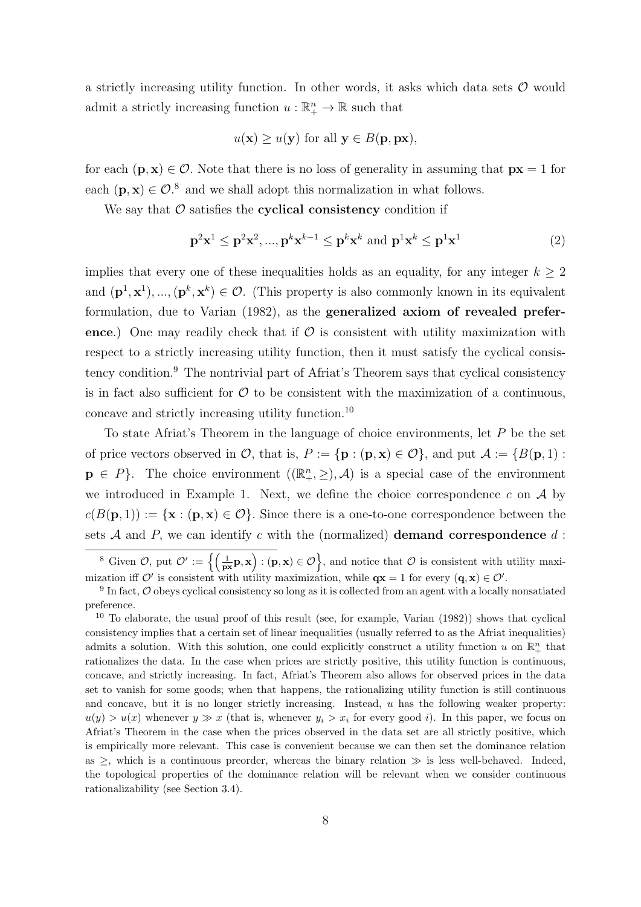a strictly increasing utility function. In other words, it asks which data sets $\mathcal{O}$ would admit a strictly increasing function $u : \mathbb{R}^n_+ \to \mathbb{R}$ such that

$$u(\mathbf{x}) \geq u(\mathbf{y}) \text{ for all } \mathbf{y} \in B(\mathbf{p}, \mathbf{px}),$$

for each $(\mathbf{p}, \mathbf{x}) \in \mathcal{O}$. Note that there is no loss of generality in assuming that $\mathbf{px} = 1$ for each $(\mathbf{p}, \mathbf{x}) \in \mathcal{O}$.[8] and we shall adopt this normalization in what follows.

We say that $\mathcal{O}$ satisfies the **cyclical consistency** condition if

$$\mathbf{p}^2\mathbf{x}^1 \leq \mathbf{p}^2\mathbf{x}^2, ..., \mathbf{p}^k\mathbf{x}^{k-1} \leq \mathbf{p}^k\mathbf{x}^k \text{ and } \mathbf{p}^1\mathbf{x}^k \leq \mathbf{p}^1\mathbf{x}^1 \tag{2}$$

implies that every one of these inequalities holds as an equality, for any integer $k \geq 2$ and $(\mathbf{p}^1, \mathbf{x}^1), ..., (\mathbf{p}^k, \mathbf{x}^k) \in \mathcal{O}$. (This property is also commonly known in its equivalent formulation, due to Varian (1982), as the **generalized axiom of revealed preference**.) One may readily check that if $\mathcal{O}$ is consistent with utility maximization with respect to a strictly increasing utility function, then it must satisfy the cyclical consistency condition.[9] The nontrivial part of Afriat's Theorem says that cyclical consistency is in fact also sufficient for $\mathcal{O}$ to be consistent with the maximization of a continuous, concave and strictly increasing utility function.[10]

To state Afriat's Theorem in the language of choice environments, let $P$ be the set of price vectors observed in $\mathcal{O}$, that is, $P := \{\mathbf{p} : (\mathbf{p}, \mathbf{x}) \in \mathcal{O}\}$, and put $\mathcal{A} := \{B(\mathbf{p}, 1) : \mathbf{p} \in P\}$. The choice environment $((\mathbb{R}^n_+, \geq), \mathcal{A})$ is a special case of the environment we introduced in Example 1. Next, we define the choice correspondence $c$ on $\mathcal{A}$ by $c(B(\mathbf{p}, 1)) := \{\mathbf{x} : (\mathbf{p}, \mathbf{x}) \in \mathcal{O}\}$. Since there is a one-to-one correspondence between the sets $\mathcal{A}$ and $P$, we can identify $c$ with the (normalized) **demand correspondence** $d$ :

---

[8] Given $\mathcal{O}$, put $\mathcal{O}' := \left\{\left(\frac{1}{\mathbf{px}}\mathbf{p}, \mathbf{x}\right) : (\mathbf{p}, \mathbf{x}) \in \mathcal{O}\right\}$, and notice that $\mathcal{O}$ is consistent with utility maximization iff $\mathcal{O}'$ is consistent with utility maximization, while $\mathbf{qx} = 1$ for every $(\mathbf{q}, \mathbf{x}) \in \mathcal{O}'$.

[9] In fact, $\mathcal{O}$ obeys cyclical consistency so long as it is collected from an agent with a locally nonsatiated preference.

[10] To elaborate, the usual proof of this result (see, for example, Varian (1982)) shows that cyclical consistency implies that a certain set of linear inequalities (usually referred to as the Afriat inequalities) admits a solution. With this solution, one could explicitly construct a utility function $u$ on $\mathbb{R}^n_+$ that rationalizes the data. In the case when prices are strictly positive, this utility function is continuous, concave, and strictly increasing. In fact, Afriat's Theorem also allows for observed prices in the data set to vanish for some goods; when that happens, the rationalizing utility function is still continuous and concave, but it is no longer strictly increasing. Instead, $u$ has the following weaker property: $u(y) > u(x)$ whenever $y \gg x$ (that is, whenever $y_i > x_i$ for every good $i$). In this paper, we focus on Afriat's Theorem in the case when the prices observed in the data set are all strictly positive, which is empirically more relevant. This case is convenient because we can then set the dominance relation as $\geq$, which is a continuous preorder, whereas the binary relation $\gg$ is less well-behaved. Indeed, the topological properties of the dominance relation will be relevant when we consider continuous rationalizability (see Section 3.4).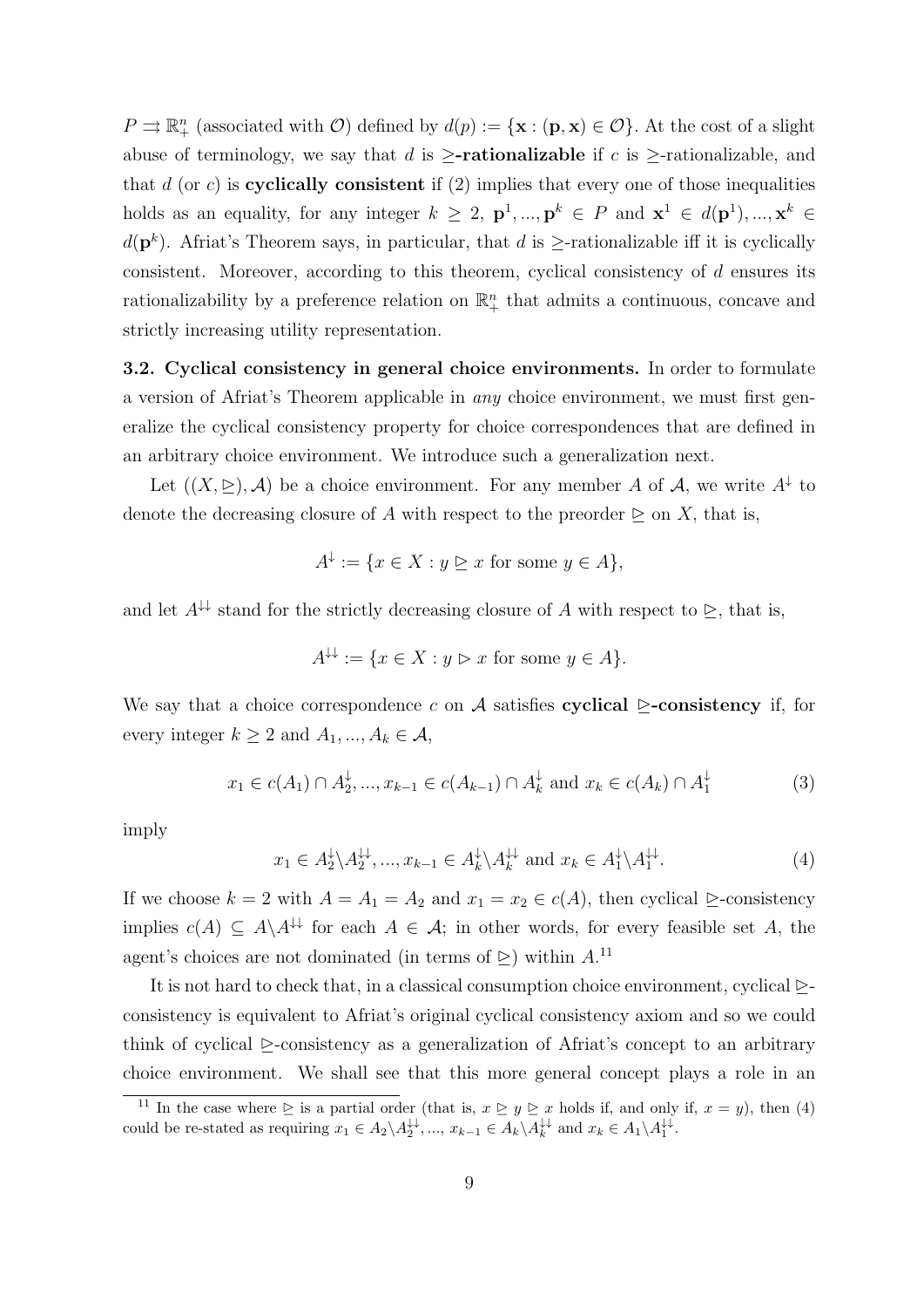$P \rightrightarrows \mathbb{R}^n_+$ (associated with $\mathcal{O}$) defined by $d(p) := \{\mathbf{x} : (\mathbf{p}, \mathbf{x}) \in \mathcal{O}\}$. At the cost of a slight abuse of terminology, we say that $d$ is **$\geq$-rationalizable** if $c$ is $\geq$-rationalizable, and that $d$ (or $c$) is **cyclically consistent** if (2) implies that every one of those inequalities holds as an equality, for any integer $k \geq 2$, $\mathbf{p}^1, ..., \mathbf{p}^k \in P$ and $\mathbf{x}^1 \in d(\mathbf{p}^1), ..., \mathbf{x}^k \in d(\mathbf{p}^k)$. Afriat's Theorem says, in particular, that $d$ is $\geq$-rationalizable iff it is cyclically consistent. Moreover, according to this theorem, cyclical consistency of $d$ ensures its rationalizability by a preference relation on $\mathbb{R}^n_+$ that admits a continuous, concave and strictly increasing utility representation.

**3.2. Cyclical consistency in general choice environments.** In order to formulate a version of Afriat's Theorem applicable in *any* choice environment, we must first generalize the cyclical consistency property for choice correspondences that are defined in an arbitrary choice environment. We introduce such a generalization next.

Let $((X, \trianglerighteq), \mathcal{A})$ be a choice environment. For any member $A$ of $\mathcal{A}$, we write $A^{\downarrow}$ to denote the decreasing closure of $A$ with respect to the preorder $\trianglerighteq$ on $X$, that is,

$$A^{\downarrow} := \{x \in X : y \trianglerighteq x \text{ for some } y \in A\},$$

and let $A^{\downarrow\downarrow}$ stand for the strictly decreasing closure of $A$ with respect to $\trianglerighteq$, that is,

$$A^{\downarrow\downarrow} := \{x \in X : y \vartriangleright x \text{ for some } y \in A\}.$$

We say that a choice correspondence $c$ on $\mathcal{A}$ satisfies **cyclical $\trianglerighteq$-consistency** if, for every integer $k \geq 2$ and $A_1, ..., A_k \in \mathcal{A}$,

$$x_1 \in c(A_1) \cap A_2^{\downarrow}, ..., x_{k-1} \in c(A_{k-1}) \cap A_k^{\downarrow} \text{ and } x_k \in c(A_k) \cap A_1^{\downarrow} \tag{3}$$

imply

$$x_1 \in A_2^{\downarrow} \backslash A_2^{\downarrow\downarrow}, ..., x_{k-1} \in A_k^{\downarrow} \backslash A_k^{\downarrow\downarrow} \text{ and } x_k \in A_1^{\downarrow} \backslash A_1^{\downarrow\downarrow}. \tag{4}$$

If we choose $k = 2$ with $A = A_1 = A_2$ and $x_1 = x_2 \in c(A)$, then cyclical $\trianglerighteq$-consistency implies $c(A) \subseteq A \backslash A^{\downarrow\downarrow}$ for each $A \in \mathcal{A}$; in other words, for every feasible set $A$, the agent's choices are not dominated (in terms of $\trianglerighteq$) within $A$.[11]

It is not hard to check that, in a classical consumption choice environment, cyclical $\trianglerighteq$-consistency is equivalent to Afriat's original cyclical consistency axiom and so we could think of cyclical $\trianglerighteq$-consistency as a generalization of Afriat's concept to an arbitrary choice environment. We shall see that this more general concept plays a role in an

[11] In the case where $\trianglerighteq$ is a partial order (that is, $x \trianglerighteq y \trianglerighteq x$ holds if, and only if, $x = y$), then (4) could be re-stated as requiring $x_1 \in A_2 \backslash A_2^{\downarrow\downarrow}$, ..., $x_{k-1} \in A_k \backslash A_k^{\downarrow\downarrow}$ and $x_k \in A_1 \backslash A_1^{\downarrow\downarrow}$.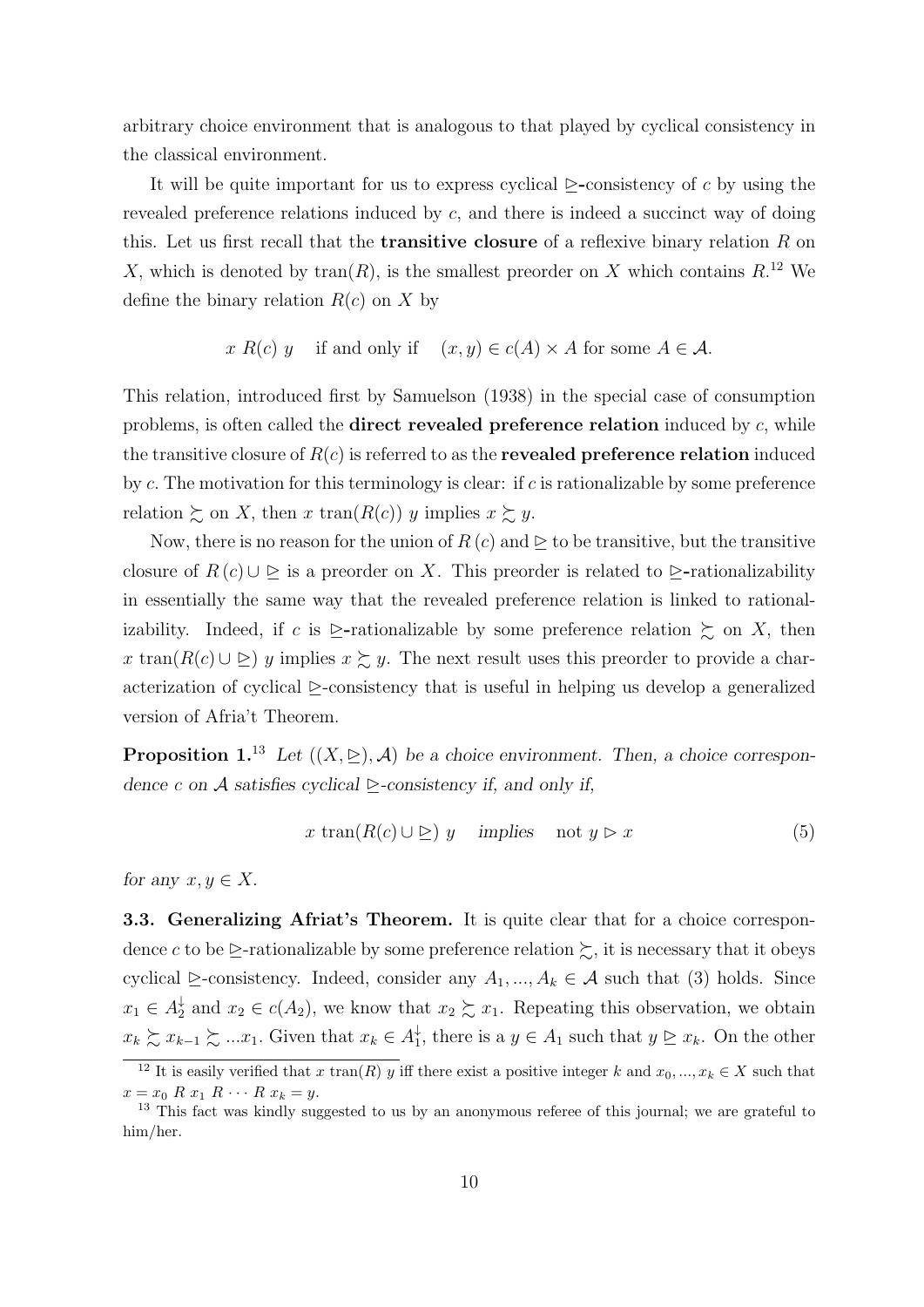arbitrary choice environment that is analogous to that played by cyclical consistency in the classical environment.

It will be quite important for us to express cyclical $\trianglerighteq$**-**consistency of $c$ by using the revealed preference relations induced by $c$, and there is indeed a succinct way of doing this. Let us first recall that the **transitive closure** of a reflexive binary relation $R$ on $X$, which is denoted by $\text{tran}(R)$, is the smallest preorder on $X$ which contains $R$.[12] We define the binary relation $R(c)$ on $X$ by

$$x \; R(c) \; y \quad \text{if and only if} \quad (x, y) \in c(A) \times A \text{ for some } A \in \mathcal{A}.$$

This relation, introduced first by Samuelson (1938) in the special case of consumption problems, is often called the **direct revealed preference relation** induced by $c$, while the transitive closure of $R(c)$ is referred to as the **revealed preference relation** induced by $c$. The motivation for this terminology is clear: if $c$ is rationalizable by some preference relation $\succsim$ on $X$, then $x \; \text{tran}(R(c)) \; y$ implies $x \succsim y$.

Now, there is no reason for the union of $R(c)$ and $\trianglerighteq$ to be transitive, but the transitive closure of $R(c) \cup \trianglerighteq$ is a preorder on $X$. This preorder is related to $\trianglerighteq$**-**rationalizability in essentially the same way that the revealed preference relation is linked to rationalizability. Indeed, if $c$ is $\trianglerighteq$**-**rationalizable by some preference relation $\succsim$ on $X$, then $x \; \text{tran}(R(c) \cup \trianglerighteq) \; y$ implies $x \succsim y$. The next result uses this preorder to provide a characterization of cyclical $\trianglerighteq$-consistency that is useful in helping us develop a generalized version of Afria't Theorem.

**Proposition 1.**[13] *Let $((X, \trianglerighteq), \mathcal{A})$ be a choice environment. Then, a choice correspondence $c$ on $\mathcal{A}$ satisfies cyclical $\trianglerighteq$-consistency if, and only if,*

$$x \; \text{tran}(R(c) \cup \trianglerighteq) \; y \quad \textit{implies} \quad \text{not } y \rhd x \tag{5}$$

*for any $x, y \in X$.*

**3.3. Generalizing Afriat's Theorem.** It is quite clear that for a choice correspondence $c$ to be $\trianglerighteq$-rationalizable by some preference relation $\succsim$, it is necessary that it obeys cyclical $\trianglerighteq$-consistency. Indeed, consider any $A_1, ..., A_k \in \mathcal{A}$ such that (3) holds. Since $x_1 \in A_2^{\downarrow}$ and $x_2 \in c(A_2)$, we know that $x_2 \succsim x_1$. Repeating this observation, we obtain $x_k \succsim x_{k-1} \succsim ... x_1$. Given that $x_k \in A_1^{\downarrow}$, there is a $y \in A_1$ such that $y \trianglerighteq x_k$. On the other

[12] It is easily verified that $x \; \text{tran}(R) \; y$ iff there exist a positive integer $k$ and $x_0, ..., x_k \in X$ such that $x = x_0 \; R \; x_1 \; R \cdots R \; x_k = y$.

[13] This fact was kindly suggested to us by an anonymous referee of this journal; we are grateful to him/her.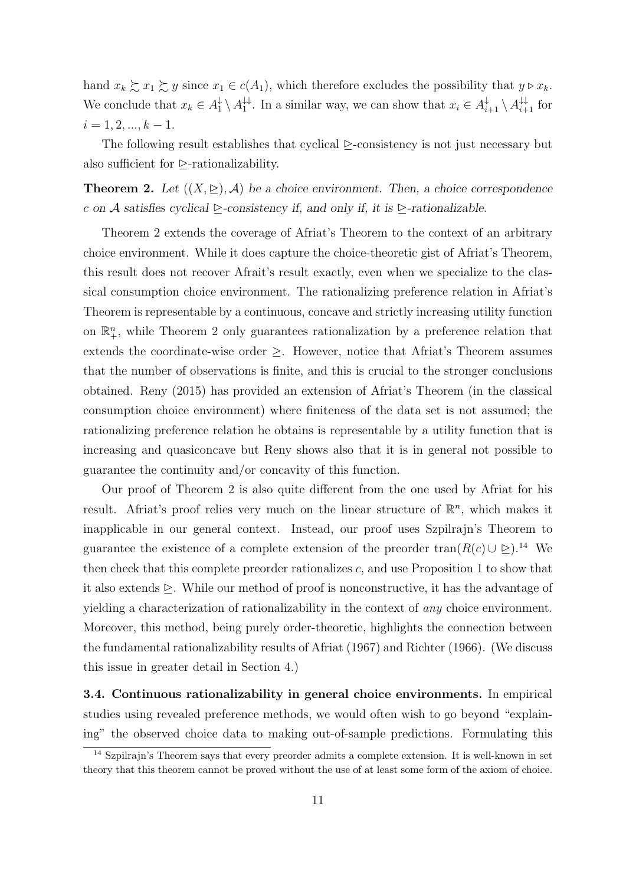hand $x_k \succsim x_1 \succsim y$ since $x_1 \in c(A_1)$, which therefore excludes the possibility that $y \rhd x_k$. We conclude that $x_k \in A_1^{\downarrow} \setminus A_1^{\downarrow\downarrow}$. In a similar way, we can show that $x_i \in A_{i+1}^{\downarrow} \setminus A_{i+1}^{\downarrow\downarrow}$ for $i = 1, 2, ..., k-1$.

The following result establishes that cyclical $\trianglerighteq$-consistency is not just necessary but also sufficient for $\trianglerighteq$-rationalizability.

**Theorem 2.** *Let $((X, \trianglerighteq), \mathcal{A})$ be a choice environment. Then, a choice correspondence $c$ on $\mathcal{A}$ satisfies cyclical $\trianglerighteq$-consistency if, and only if, it is $\trianglerighteq$-rationalizable.*

Theorem 2 extends the coverage of Afriat's Theorem to the context of an arbitrary choice environment. While it does capture the choice-theoretic gist of Afriat's Theorem, this result does not recover Afrait's result exactly, even when we specialize to the classical consumption choice environment. The rationalizing preference relation in Afriat's Theorem is representable by a continuous, concave and strictly increasing utility function on $\mathbb{R}_+^n$, while Theorem 2 only guarantees rationalization by a preference relation that extends the coordinate-wise order $\geq$. However, notice that Afriat's Theorem assumes that the number of observations is finite, and this is crucial to the stronger conclusions obtained. Reny (2015) has provided an extension of Afriat's Theorem (in the classical consumption choice environment) where finiteness of the data set is not assumed; the rationalizing preference relation he obtains is representable by a utility function that is increasing and quasiconcave but Reny shows also that it is in general not possible to guarantee the continuity and/or concavity of this function.

Our proof of Theorem 2 is also quite different from the one used by Afriat for his result. Afriat's proof relies very much on the linear structure of $\mathbb{R}^n$, which makes it inapplicable in our general context. Instead, our proof uses Szpilrajn's Theorem to guarantee the existence of a complete extension of the preorder $\text{tran}(R(c) \cup \trianglerighteq)$.[14] We then check that this complete preorder rationalizes $c$, and use Proposition 1 to show that it also extends $\trianglerighteq$. While our method of proof is nonconstructive, it has the advantage of yielding a characterization of rationalizability in the context of *any* choice environment. Moreover, this method, being purely order-theoretic, highlights the connection between the fundamental rationalizability results of Afriat (1967) and Richter (1966). (We discuss this issue in greater detail in Section 4.)

**3.4. Continuous rationalizability in general choice environments.** In empirical studies using revealed preference methods, we would often wish to go beyond "explaining" the observed choice data to making out-of-sample predictions. Formulating this

[14] Szpilrajn's Theorem says that every preorder admits a complete extension. It is well-known in set theory that this theorem cannot be proved without the use of at least some form of the axiom of choice.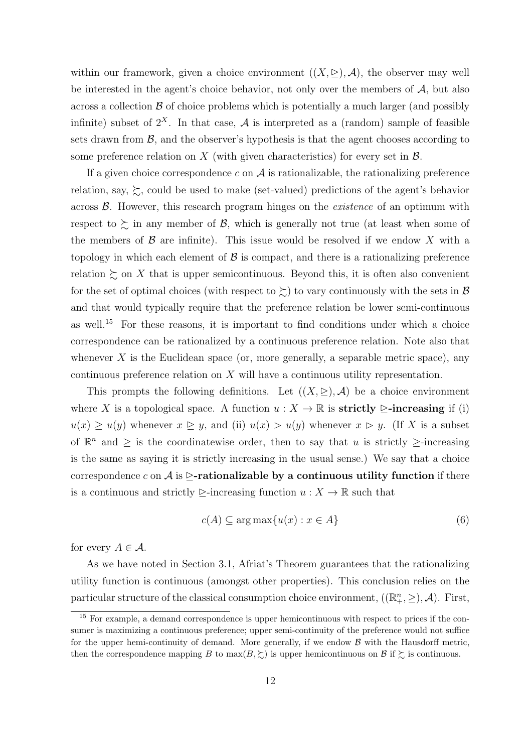within our framework, given a choice environment $((X, \trianglerighteq), \mathcal{A})$, the observer may well be interested in the agent's choice behavior, not only over the members of $\mathcal{A}$, but also across a collection $\mathcal{B}$ of choice problems which is potentially a much larger (and possibly infinite) subset of $2^X$. In that case, $\mathcal{A}$ is interpreted as a (random) sample of feasible sets drawn from $\mathcal{B}$, and the observer's hypothesis is that the agent chooses according to some preference relation on $X$ (with given characteristics) for every set in $\mathcal{B}$.

If a given choice correspondence $c$ on $\mathcal{A}$ is rationalizable, the rationalizing preference relation, say, $\succsim$, could be used to make (set-valued) predictions of the agent's behavior across $\mathcal{B}$. However, this research program hinges on the *existence* of an optimum with respect to $\succsim$ in any member of $\mathcal{B}$, which is generally not true (at least when some of the members of $\mathcal{B}$ are infinite). This issue would be resolved if we endow $X$ with a topology in which each element of $\mathcal{B}$ is compact, and there is a rationalizing preference relation $\succsim$ on $X$ that is upper semicontinuous. Beyond this, it is often also convenient for the set of optimal choices (with respect to $\succsim$) to vary continuously with the sets in $\mathcal{B}$ and that would typically require that the preference relation be lower semi-continuous as well.[15] For these reasons, it is important to find conditions under which a choice correspondence can be rationalized by a continuous preference relation. Note also that whenever $X$ is the Euclidean space (or, more generally, a separable metric space), any continuous preference relation on $X$ will have a continuous utility representation.

This prompts the following definitions. Let $((X, \trianglerighteq), \mathcal{A})$ be a choice environment where $X$ is a topological space. A function $u : X \to \mathbb{R}$ is **strictly $\trianglerighteq$-increasing** if (i) $u(x) \geq u(y)$ whenever $x \trianglerighteq y$, and (ii) $u(x) > u(y)$ whenever $x \triangleright y$. (If $X$ is a subset of $\mathbb{R}^n$ and $\geq$ is the coordinatewise order, then to say that $u$ is strictly $\geq$-increasing is the same as saying it is strictly increasing in the usual sense.) We say that a choice correspondence $c$ on $\mathcal{A}$ is **$\trianglerighteq$-rationalizable by a continuous utility function** if there is a continuous and strictly $\trianglerighteq$-increasing function $u : X \to \mathbb{R}$ such that

$$c(A) \subseteq \arg\max\{u(x) : x \in A\} \tag{6}$$

for every $A \in \mathcal{A}$.

As we have noted in Section 3.1, Afriat's Theorem guarantees that the rationalizing utility function is continuous (amongst other properties). This conclusion relies on the particular structure of the classical consumption choice environment, $((\mathbb{R}^n_+, \geq), \mathcal{A})$. First,

[15] For example, a demand correspondence is upper hemicontinuous with respect to prices if the consumer is maximizing a continuous preference; upper semi-continuity of the preference would not suffice for the upper hemi-continuity of demand. More generally, if we endow $\mathcal{B}$ with the Hausdorff metric, then the correspondence mapping $B$ to $\max(B, \succsim)$ is upper hemicontinuous on $\mathcal{B}$ if $\succsim$ is continuous.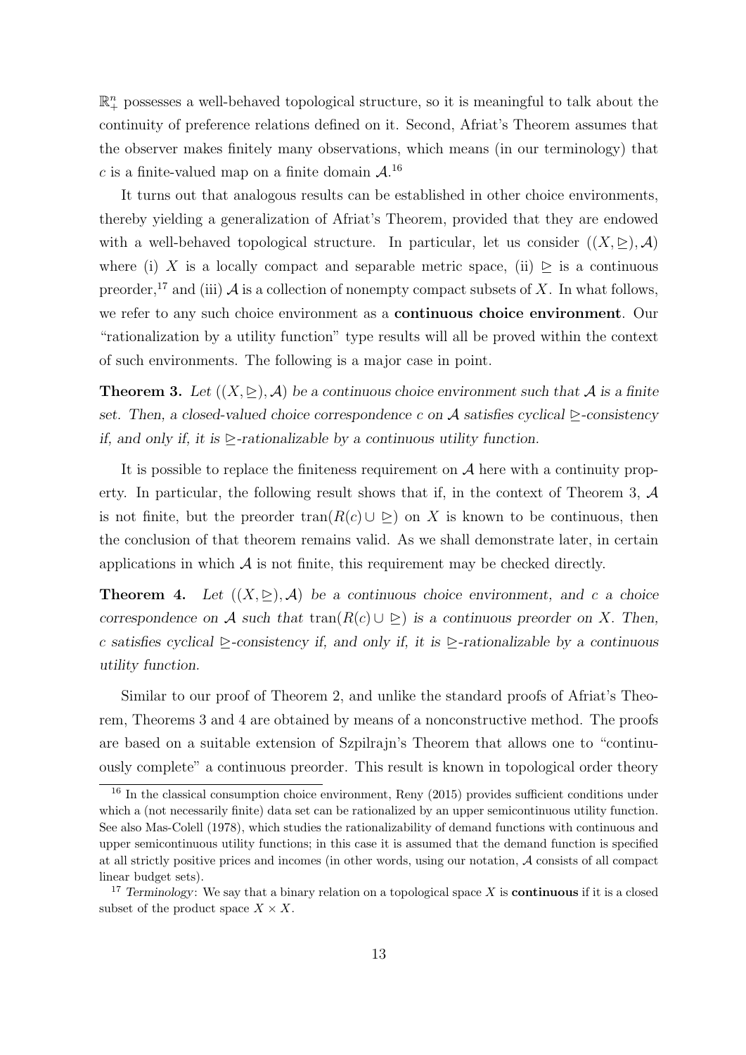$\mathbb{R}^n_+$ possesses a well-behaved topological structure, so it is meaningful to talk about the continuity of preference relations defined on it. Second, Afriat's Theorem assumes that the observer makes finitely many observations, which means (in our terminology) that $c$ is a finite-valued map on a finite domain $\mathcal{A}$.[16]

It turns out that analogous results can be established in other choice environments, thereby yielding a generalization of Afriat's Theorem, provided that they are endowed with a well-behaved topological structure. In particular, let us consider $((X, \trianglerighteq), \mathcal{A})$ where (i) $X$ is a locally compact and separable metric space, (ii) $\trianglerighteq$ is a continuous preorder,[17] and (iii) $\mathcal{A}$ is a collection of nonempty compact subsets of $X$. In what follows, we refer to any such choice environment as a **continuous choice environment**. Our "rationalization by a utility function" type results will all be proved within the context of such environments. The following is a major case in point.

**Theorem 3.** *Let $((X, \trianglerighteq), \mathcal{A})$ be a continuous choice environment such that $\mathcal{A}$ is a finite set. Then, a closed-valued choice correspondence $c$ on $\mathcal{A}$ satisfies cyclical $\trianglerighteq$-consistency if, and only if, it is $\trianglerighteq$-rationalizable by a continuous utility function.*

It is possible to replace the finiteness requirement on $\mathcal{A}$ here with a continuity property. In particular, the following result shows that if, in the context of Theorem 3, $\mathcal{A}$ is not finite, but the preorder $\text{tran}(R(c) \cup \trianglerighteq)$ on $X$ is known to be continuous, then the conclusion of that theorem remains valid. As we shall demonstrate later, in certain applications in which $\mathcal{A}$ is not finite, this requirement may be checked directly.

**Theorem 4.** *Let $((X, \trianglerighteq), \mathcal{A})$ be a continuous choice environment, and $c$ a choice correspondence on $\mathcal{A}$ such that $\text{tran}(R(c) \cup \trianglerighteq)$ is a continuous preorder on $X$. Then, $c$ satisfies cyclical $\trianglerighteq$-consistency if, and only if, it is $\trianglerighteq$-rationalizable by a continuous utility function.*

Similar to our proof of Theorem 2, and unlike the standard proofs of Afriat's Theorem, Theorems 3 and 4 are obtained by means of a nonconstructive method. The proofs are based on a suitable extension of Szpilrajn's Theorem that allows one to "continuously complete" a continuous preorder. This result is known in topological order theory

---

[16] In the classical consumption choice environment, Reny (2015) provides sufficient conditions under which a (not necessarily finite) data set can be rationalized by an upper semicontinuous utility function. See also Mas-Colell (1978), which studies the rationalizability of demand functions with continuous and upper semicontinuous utility functions; in this case it is assumed that the demand function is specified at all strictly positive prices and incomes (in other words, using our notation, $\mathcal{A}$ consists of all compact linear budget sets).

[17] *Terminology*: We say that a binary relation on a topological space $X$ is **continuous** if it is a closed subset of the product space $X \times X$.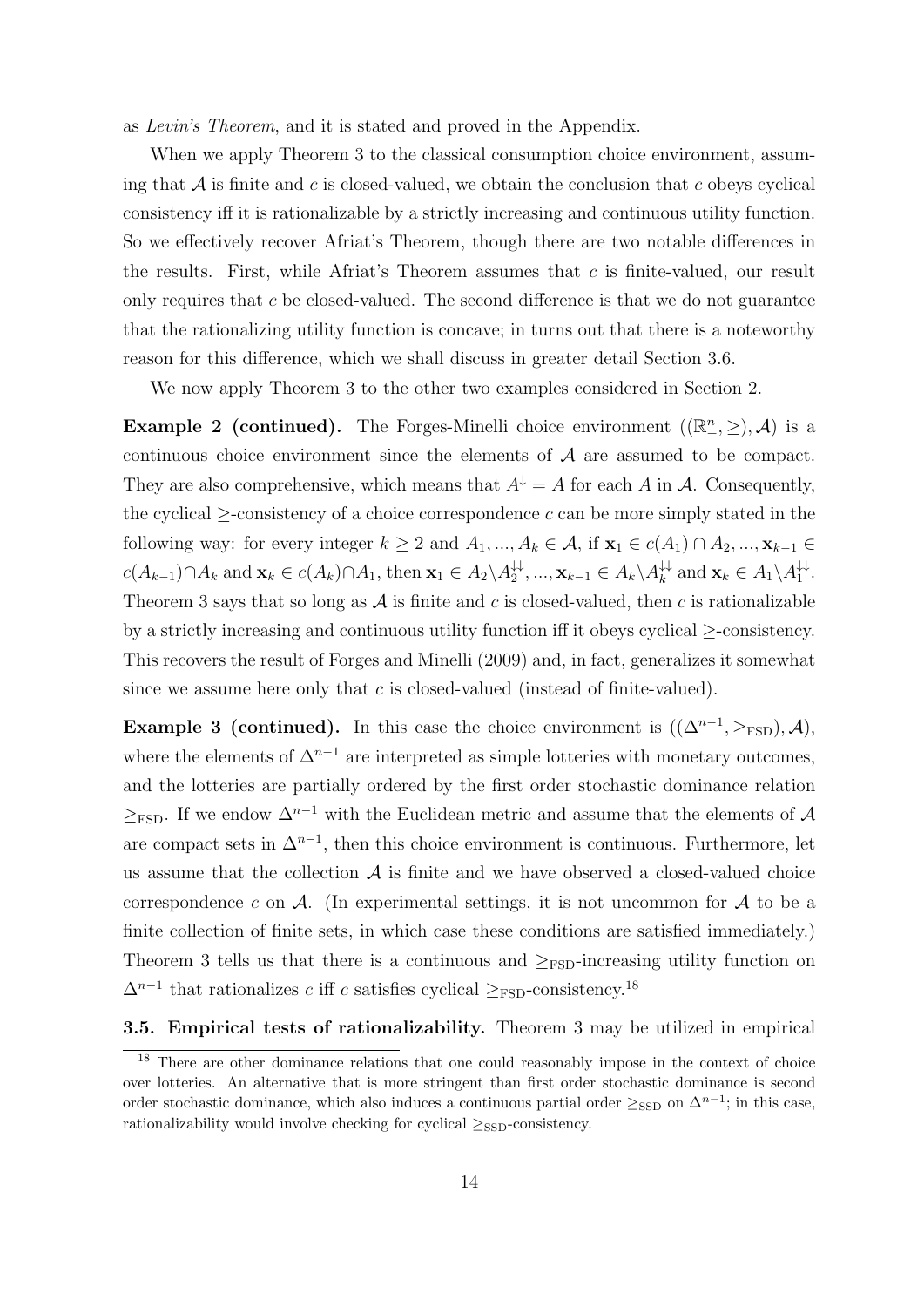as *Levin's Theorem*, and it is stated and proved in the Appendix.

When we apply Theorem 3 to the classical consumption choice environment, assuming that $\mathcal{A}$ is finite and $c$ is closed-valued, we obtain the conclusion that $c$ obeys cyclical consistency iff it is rationalizable by a strictly increasing and continuous utility function. So we effectively recover Afriat's Theorem, though there are two notable differences in the results. First, while Afriat's Theorem assumes that $c$ is finite-valued, our result only requires that $c$ be closed-valued. The second difference is that we do not guarantee that the rationalizing utility function is concave; in turns out that there is a noteworthy reason for this difference, which we shall discuss in greater detail Section 3.6.

We now apply Theorem 3 to the other two examples considered in Section 2.

**Example 2 (continued).** The Forges-Minelli choice environment $((\mathbb{R}^n_+, \geq), \mathcal{A})$ is a continuous choice environment since the elements of $\mathcal{A}$ are assumed to be compact. They are also comprehensive, which means that $A^{\downarrow} = A$ for each $A$ in $\mathcal{A}$. Consequently, the cyclical $\geq$-consistency of a choice correspondence $c$ can be more simply stated in the following way: for every integer $k \geq 2$ and $A_1, ..., A_k \in \mathcal{A}$, if $\mathbf{x}_1 \in c(A_1) \cap A_2, ..., \mathbf{x}_{k-1} \in c(A_{k-1}) \cap A_k$ and $\mathbf{x}_k \in c(A_k) \cap A_1$, then $\mathbf{x}_1 \in A_2 \backslash A_2^{\downarrow\downarrow}, ..., \mathbf{x}_{k-1} \in A_k \backslash A_k^{\downarrow\downarrow}$ and $\mathbf{x}_k \in A_1 \backslash A_1^{\downarrow\downarrow}$. Theorem 3 says that so long as $\mathcal{A}$ is finite and $c$ is closed-valued, then $c$ is rationalizable by a strictly increasing and continuous utility function iff it obeys cyclical $\geq$-consistency. This recovers the result of Forges and Minelli (2009) and, in fact, generalizes it somewhat since we assume here only that $c$ is closed-valued (instead of finite-valued).

**Example 3 (continued).** In this case the choice environment is $((\Delta^{n-1}, \geq_{\text{FSD}}), \mathcal{A})$, where the elements of $\Delta^{n-1}$ are interpreted as simple lotteries with monetary outcomes, and the lotteries are partially ordered by the first order stochastic dominance relation $\geq_{\text{FSD}}$. If we endow $\Delta^{n-1}$ with the Euclidean metric and assume that the elements of $\mathcal{A}$ are compact sets in $\Delta^{n-1}$, then this choice environment is continuous. Furthermore, let us assume that the collection $\mathcal{A}$ is finite and we have observed a closed-valued choice correspondence $c$ on $\mathcal{A}$. (In experimental settings, it is not uncommon for $\mathcal{A}$ to be a finite collection of finite sets, in which case these conditions are satisfied immediately.) Theorem 3 tells us that there is a continuous and $\geq_{\text{FSD}}$-increasing utility function on $\Delta^{n-1}$ that rationalizes $c$ iff $c$ satisfies cyclical $\geq_{\text{FSD}}$-consistency.[18]

**3.5. Empirical tests of rationalizability.** Theorem 3 may be utilized in empirical

[18] There are other dominance relations that one could reasonably impose in the context of choice over lotteries. An alternative that is more stringent than first order stochastic dominance is second order stochastic dominance, which also induces a continuous partial order $\geq_{\text{SSD}}$ on $\Delta^{n-1}$; in this case, rationalizability would involve checking for cyclical $\geq_{\text{SSD}}$-consistency.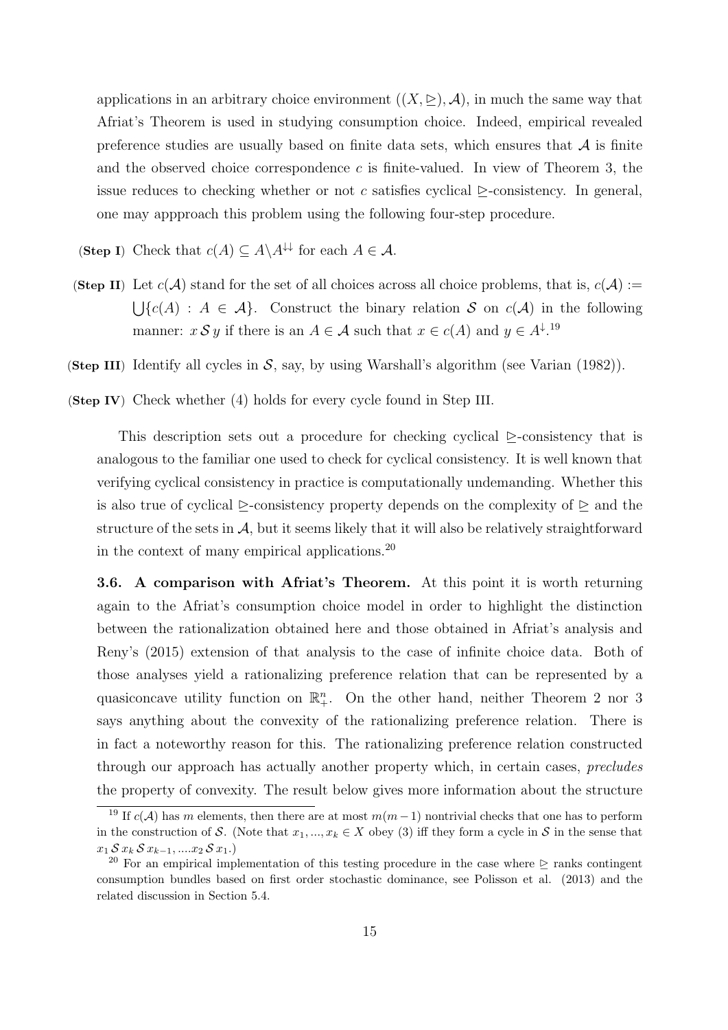applications in an arbitrary choice environment $((X, \trianglerighteq), \mathcal{A})$, in much the same way that Afriat's Theorem is used in studying consumption choice. Indeed, empirical revealed preference studies are usually based on finite data sets, which ensures that $\mathcal{A}$ is finite and the observed choice correspondence $c$ is finite-valued. In view of Theorem 3, the issue reduces to checking whether or not $c$ satisfies cyclical $\trianglerighteq$-consistency. In general, one may appproach this problem using the following four-step procedure.

**(Step I)** Check that $c(A) \subseteq A \backslash A^{\downarrow\downarrow}$ for each $A \in \mathcal{A}$.

**(Step II)** Let $c(\mathcal{A})$ stand for the set of all choices across all choice problems, that is, $c(\mathcal{A}) := \bigcup\{c(A) : A \in \mathcal{A}\}$. Construct the binary relation $\mathcal{S}$ on $c(\mathcal{A})$ in the following manner: $x \, \mathcal{S} \, y$ if there is an $A \in \mathcal{A}$ such that $x \in c(A)$ and $y \in A^{\downarrow}$.[19]

**(Step III)** Identify all cycles in $\mathcal{S}$, say, by using Warshall's algorithm (see Varian (1982)).

**(Step IV)** Check whether (4) holds for every cycle found in Step III.

This description sets out a procedure for checking cyclical $\trianglerighteq$-consistency that is analogous to the familiar one used to check for cyclical consistency. It is well known that verifying cyclical consistency in practice is computationally undemanding. Whether this is also true of cyclical $\trianglerighteq$-consistency property depends on the complexity of $\trianglerighteq$ and the structure of the sets in $\mathcal{A}$, but it seems likely that it will also be relatively straightforward in the context of many empirical applications.[20]

**3.6. A comparison with Afriat's Theorem.** At this point it is worth returning again to the Afriat's consumption choice model in order to highlight the distinction between the rationalization obtained here and those obtained in Afriat's analysis and Reny's (2015) extension of that analysis to the case of infinite choice data. Both of those analyses yield a rationalizing preference relation that can be represented by a quasiconcave utility function on $\mathbb{R}^n_+$. On the other hand, neither Theorem 2 nor 3 says anything about the convexity of the rationalizing preference relation. There is in fact a noteworthy reason for this. The rationalizing preference relation constructed through our approach has actually another property which, in certain cases, *precludes* the property of convexity. The result below gives more information about the structure

---

[19] If $c(\mathcal{A})$ has $m$ elements, then there are at most $m(m-1)$ nontrivial checks that one has to perform in the construction of $\mathcal{S}$. (Note that $x_1, ..., x_k \in X$ obey (3) iff they form a cycle in $\mathcal{S}$ in the sense that $x_1 \, \mathcal{S} \, x_k \, \mathcal{S} \, x_{k-1}, ....x_2 \, \mathcal{S} \, x_1$.)

[20] For an empirical implementation of this testing procedure in the case where $\trianglerighteq$ ranks contingent consumption bundles based on first order stochastic dominance, see Polisson et al. (2013) and the related discussion in Section 5.4.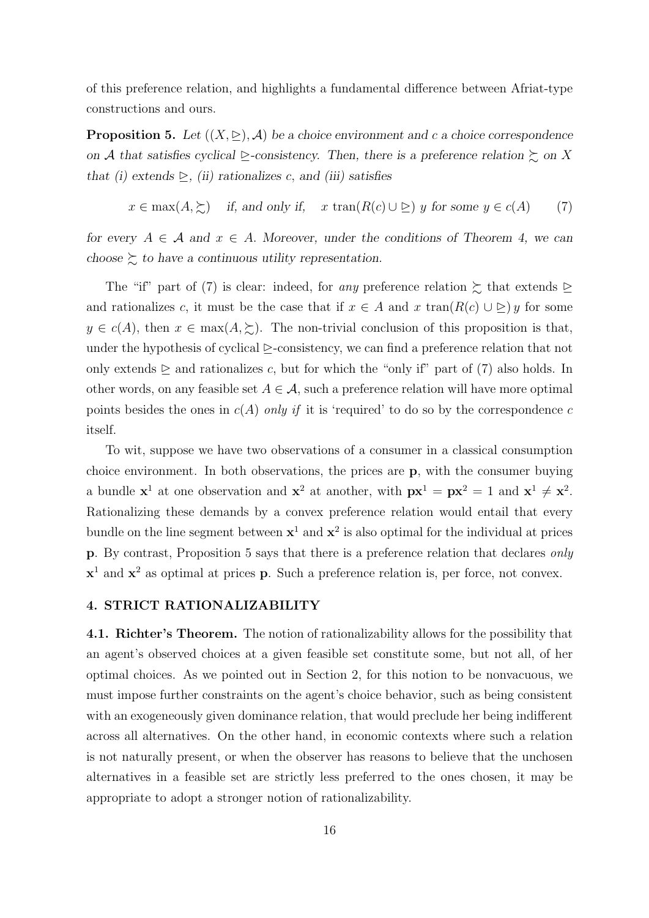of this preference relation, and highlights a fundamental difference between Afriat-type constructions and ours.

**Proposition 5.** *Let $((X, \trianglerighteq), \mathcal{A})$ be a choice environment and $c$ a choice correspondence on $\mathcal{A}$ that satisfies cyclical $\trianglerighteq$-consistency. Then, there is a preference relation $\succsim$ on $X$ that (i) extends $\trianglerighteq$, (ii) rationalizes $c$, and (iii) satisfies*

$$x \in \max(A, \succsim) \quad \text{if, and only if,} \quad x \ \mathrm{tran}(R(c) \cup \trianglerighteq) \ y \text{ for some } y \in c(A) \tag{7}$$

*for every $A \in \mathcal{A}$ and $x \in A$. Moreover, under the conditions of Theorem 4, we can choose $\succsim$ to have a continuous utility representation.*

The "if" part of (7) is clear: indeed, for *any* preference relation $\succsim$ that extends $\trianglerighteq$ and rationalizes $c$, it must be the case that if $x \in A$ and $x \ \mathrm{tran}(R(c) \cup \trianglerighteq) \ y$ for some $y \in c(A)$, then $x \in \max(A, \succsim)$. The non-trivial conclusion of this proposition is that, under the hypothesis of cyclical $\trianglerighteq$-consistency, we can find a preference relation that not only extends $\trianglerighteq$ and rationalizes $c$, but for which the "only if" part of (7) also holds. In other words, on any feasible set $A \in \mathcal{A}$, such a preference relation will have more optimal points besides the ones in $c(A)$ *only if* it is 'required' to do so by the correspondence $c$ itself.

To wit, suppose we have two observations of a consumer in a classical consumption choice environment. In both observations, the prices are $\mathbf{p}$, with the consumer buying a bundle $\mathbf{x}^1$ at one observation and $\mathbf{x}^2$ at another, with $\mathbf{p}\mathbf{x}^1 = \mathbf{p}\mathbf{x}^2 = 1$ and $\mathbf{x}^1 \neq \mathbf{x}^2$. Rationalizing these demands by a convex preference relation would entail that every bundle on the line segment between $\mathbf{x}^1$ and $\mathbf{x}^2$ is also optimal for the individual at prices $\mathbf{p}$. By contrast, Proposition 5 says that there is a preference relation that declares *only* $\mathbf{x}^1$ and $\mathbf{x}^2$ as optimal at prices $\mathbf{p}$. Such a preference relation is, per force, not convex.

## 4. STRICT RATIONALIZABILITY

**4.1. Richter's Theorem.** The notion of rationalizability allows for the possibility that an agent's observed choices at a given feasible set constitute some, but not all, of her optimal choices. As we pointed out in Section 2, for this notion to be nonvacuous, we must impose further constraints on the agent's choice behavior, such as being consistent with an exogeneously given dominance relation, that would preclude her being indifferent across all alternatives. On the other hand, in economic contexts where such a relation is not naturally present, or when the observer has reasons to believe that the unchosen alternatives in a feasible set are strictly less preferred to the ones chosen, it may be appropriate to adopt a stronger notion of rationalizability.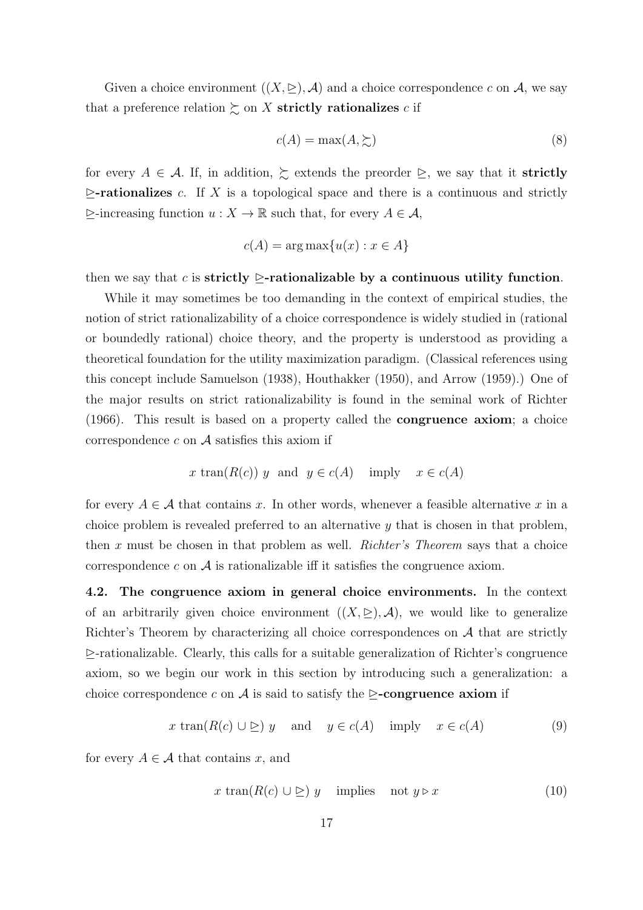Given a choice environment $((X, \trianglerighteq), \mathcal{A})$ and a choice correspondence $c$ on $\mathcal{A}$, we say that a preference relation $\succsim$ on $X$ **strictly rationalizes** $c$ if

$$c(A) = \max(A, \succsim) \tag{8}$$

for every $A \in \mathcal{A}$. If, in addition, $\succsim$ extends the preorder $\trianglerighteq$, we say that it **strictly $\trianglerighteq$-rationalizes** $c$. If $X$ is a topological space and there is a continuous and strictly $\trianglerighteq$-increasing function $u : X \to \mathbb{R}$ such that, for every $A \in \mathcal{A}$,

$$c(A) = \arg\max\{u(x) : x \in A\}$$

then we say that $c$ is **strictly $\trianglerighteq$-rationalizable by a continuous utility function**.

While it may sometimes be too demanding in the context of empirical studies, the notion of strict rationalizability of a choice correspondence is widely studied in (rational or boundedly rational) choice theory, and the property is understood as providing a theoretical foundation for the utility maximization paradigm. (Classical references using this concept include Samuelson (1938), Houthakker (1950), and Arrow (1959).) One of the major results on strict rationalizability is found in the seminal work of Richter (1966). This result is based on a property called the **congruence axiom**; a choice correspondence $c$ on $\mathcal{A}$ satisfies this axiom if

$$x \text{ tran}(R(c))\ y \quad \text{and} \quad y \in c(A) \quad \text{imply} \quad x \in c(A)$$

for every $A \in \mathcal{A}$ that contains $x$. In other words, whenever a feasible alternative $x$ in a choice problem is revealed preferred to an alternative $y$ that is chosen in that problem, then $x$ must be chosen in that problem as well. *Richter's Theorem* says that a choice correspondence $c$ on $\mathcal{A}$ is rationalizable iff it satisfies the congruence axiom.

**4.2. The congruence axiom in general choice environments.** In the context of an arbitrarily given choice environment $((X, \trianglerighteq), \mathcal{A})$, we would like to generalize Richter's Theorem by characterizing all choice correspondences on $\mathcal{A}$ that are strictly $\trianglerighteq$-rationalizable. Clearly, this calls for a suitable generalization of Richter's congruence axiom, so we begin our work in this section by introducing such a generalization: a choice correspondence $c$ on $\mathcal{A}$ is said to satisfy the **$\trianglerighteq$-congruence axiom** if

$$x \text{ tran}(R(c) \cup \trianglerighteq)\ y \quad \text{and} \quad y \in c(A) \quad \text{imply} \quad x \in c(A) \tag{9}$$

for every $A \in \mathcal{A}$ that contains $x$, and

$$x \text{ tran}(R(c) \cup \trianglerighteq)\ y \quad \text{implies} \quad \text{not } y \triangleright x \tag{10}$$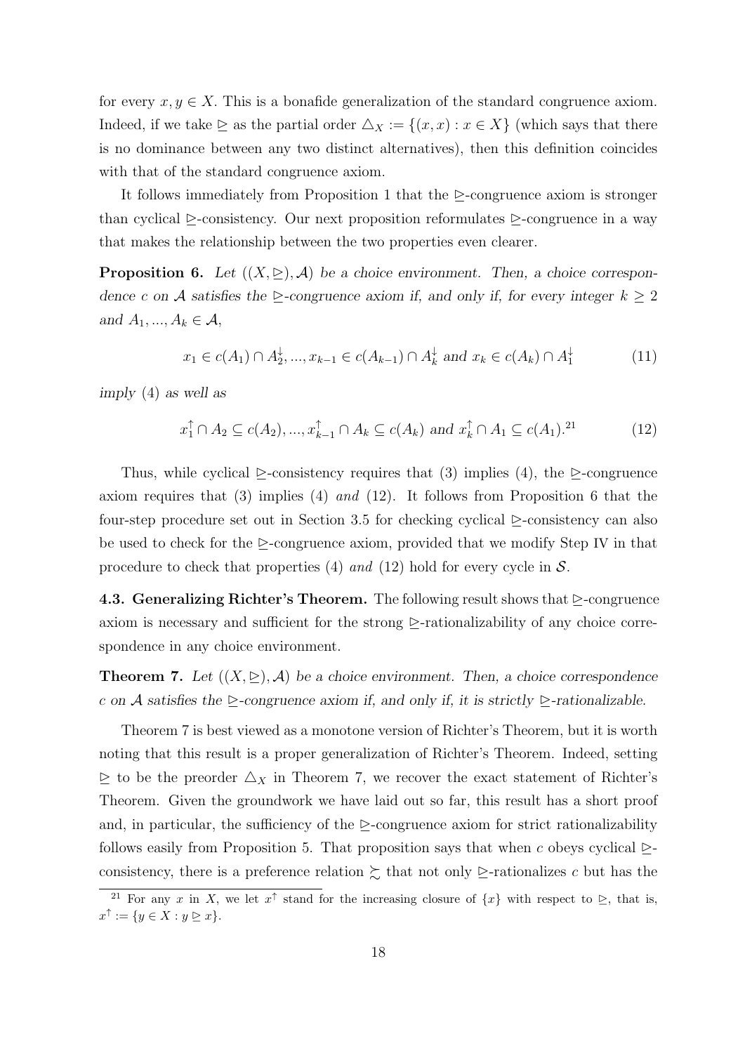for every $x, y \in X$. This is a bonafide generalization of the standard congruence axiom. Indeed, if we take $\trianglerighteq$ as the partial order $\triangle_X := \{(x, x) : x \in X\}$ (which says that there is no dominance between any two distinct alternatives), then this definition coincides with that of the standard congruence axiom.

It follows immediately from Proposition 1 that the $\trianglerighteq$-congruence axiom is stronger than cyclical $\trianglerighteq$-consistency. Our next proposition reformulates $\trianglerighteq$-congruence in a way that makes the relationship between the two properties even clearer.

**Proposition 6.** *Let $((X, \trianglerighteq), \mathcal{A})$ be a choice environment. Then, a choice correspondence $c$ on $\mathcal{A}$ satisfies the $\trianglerighteq$-congruence axiom if, and only if, for every integer $k \geq 2$ and $A_1, ..., A_k \in \mathcal{A}$,*

$$x_1 \in c(A_1) \cap A_2^{\downarrow}, ..., x_{k-1} \in c(A_{k-1}) \cap A_k^{\downarrow} \text{ and } x_k \in c(A_k) \cap A_1^{\downarrow} \tag{11}$$

*imply* (4) *as well as*

$$x_1^{\uparrow} \cap A_2 \subseteq c(A_2), ..., x_{k-1}^{\uparrow} \cap A_k \subseteq c(A_k) \text{ and } x_k^{\uparrow} \cap A_1 \subseteq c(A_1).\text{[21]} \tag{12}$$

Thus, while cyclical $\trianglerighteq$-consistency requires that (3) implies (4), the $\trianglerighteq$-congruence axiom requires that (3) implies (4) *and* (12). It follows from Proposition 6 that the four-step procedure set out in Section 3.5 for checking cyclical $\trianglerighteq$-consistency can also be used to check for the $\trianglerighteq$-congruence axiom, provided that we modify Step IV in that procedure to check that properties (4) *and* (12) hold for every cycle in $\mathcal{S}$.

**4.3. Generalizing Richter's Theorem.** The following result shows that $\trianglerighteq$-congruence axiom is necessary and sufficient for the strong $\trianglerighteq$-rationalizability of any choice correspondence in any choice environment.

**Theorem 7.** *Let $((X, \trianglerighteq), \mathcal{A})$ be a choice environment. Then, a choice correspondence $c$ on $\mathcal{A}$ satisfies the $\trianglerighteq$-congruence axiom if, and only if, it is strictly $\trianglerighteq$-rationalizable.*

Theorem 7 is best viewed as a monotone version of Richter's Theorem, but it is worth noting that this result is a proper generalization of Richter's Theorem. Indeed, setting $\trianglerighteq$ to be the preorder $\triangle_X$ in Theorem 7, we recover the exact statement of Richter's Theorem. Given the groundwork we have laid out so far, this result has a short proof and, in particular, the sufficiency of the $\trianglerighteq$-congruence axiom for strict rationalizability follows easily from Proposition 5. That proposition says that when $c$ obeys cyclical $\trianglerighteq$-consistency, there is a preference relation $\succsim$ that not only $\trianglerighteq$-rationalizes $c$ but has the

[21] For any $x$ in $X$, we let $x^{\uparrow}$ stand for the increasing closure of $\{x\}$ with respect to $\trianglerighteq$, that is, $x^{\uparrow} := \{y \in X : y \trianglerighteq x\}$.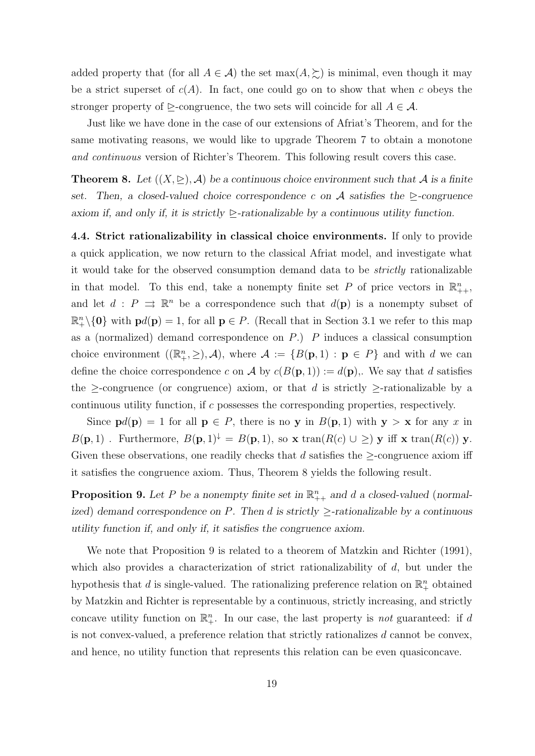added property that (for all $A \in \mathcal{A}$) the set $\max(A, \succsim)$ is minimal, even though it may be a strict superset of $c(A)$. In fact, one could go on to show that when $c$ obeys the stronger property of $\trianglerighteq$-congruence, the two sets will coincide for all $A \in \mathcal{A}$.

Just like we have done in the case of our extensions of Afriat's Theorem, and for the same motivating reasons, we would like to upgrade Theorem 7 to obtain a monotone *and continuous* version of Richter's Theorem. This following result covers this case.

**Theorem 8.** *Let $((X, \trianglerighteq), \mathcal{A})$ be a continuous choice environment such that $\mathcal{A}$ is a finite set. Then, a closed-valued choice correspondence $c$ on $\mathcal{A}$ satisfies the $\trianglerighteq$-congruence axiom if, and only if, it is strictly $\trianglerighteq$-rationalizable by a continuous utility function.*

**4.4. Strict rationalizability in classical choice environments.** If only to provide a quick application, we now return to the classical Afriat model, and investigate what it would take for the observed consumption demand data to be *strictly* rationalizable in that model. To this end, take a nonempty finite set $P$ of price vectors in $\mathbb{R}^n_{++}$, and let $d : P \rightrightarrows \mathbb{R}^n$ be a correspondence such that $d(\mathbf{p})$ is a nonempty subset of $\mathbb{R}^n_+ \backslash \{\mathbf{0}\}$ with $\mathbf{p}d(\mathbf{p}) = 1$, for all $\mathbf{p} \in P$. (Recall that in Section 3.1 we refer to this map as a (normalized) demand correspondence on $P$.) $P$ induces a classical consumption choice environment $((\mathbb{R}^n_+, \geq), \mathcal{A})$, where $\mathcal{A} := \{B(\mathbf{p}, 1) : \mathbf{p} \in P\}$ and with $d$ we can define the choice correspondence $c$ on $\mathcal{A}$ by $c(B(\mathbf{p}, 1)) := d(\mathbf{p})$,. We say that $d$ satisfies the $\geq$-congruence (or congruence) axiom, or that $d$ is strictly $\geq$-rationalizable by a continuous utility function, if $c$ possesses the corresponding properties, respectively.

Since $\mathbf{p}d(\mathbf{p}) = 1$ for all $\mathbf{p} \in P$, there is no $\mathbf{y}$ in $B(\mathbf{p}, 1)$ with $\mathbf{y} > \mathbf{x}$ for any $x$ in $B(\mathbf{p}, 1)$ . Furthermore, $B(\mathbf{p}, 1)^{\downarrow} = B(\mathbf{p}, 1)$, so $\mathbf{x} \operatorname{tran}(R(c) \cup \geq) \mathbf{y}$ iff $\mathbf{x} \operatorname{tran}(R(c)) \mathbf{y}$. Given these observations, one readily checks that $d$ satisfies the $\geq$-congruence axiom iff it satisfies the congruence axiom. Thus, Theorem 8 yields the following result.

**Proposition 9.** *Let $P$ be a nonempty finite set in $\mathbb{R}^n_{++}$ and $d$ a closed-valued (normalized) demand correspondence on $P$. Then $d$ is strictly $\geq$-rationalizable by a continuous utility function if, and only if, it satisfies the congruence axiom.*

We note that Proposition 9 is related to a theorem of Matzkin and Richter (1991), which also provides a characterization of strict rationalizability of $d$, but under the hypothesis that $d$ is single-valued. The rationalizing preference relation on $\mathbb{R}^n_+$ obtained by Matzkin and Richter is representable by a continuous, strictly increasing, and strictly concave utility function on $\mathbb{R}^n_+$. In our case, the last property is *not* guaranteed: if $d$ is not convex-valued, a preference relation that strictly rationalizes $d$ cannot be convex, and hence, no utility function that represents this relation can be even quasiconcave.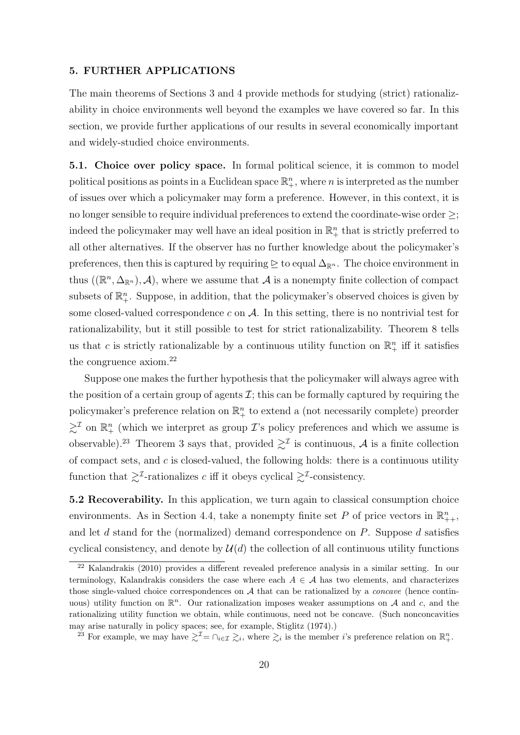## 5. FURTHER APPLICATIONS

The main theorems of Sections 3 and 4 provide methods for studying (strict) rationalizability in choice environments well beyond the examples we have covered so far. In this section, we provide further applications of our results in several economically important and widely-studied choice environments.

**5.1. Choice over policy space.** In formal political science, it is common to model political positions as points in a Euclidean space $\mathbb{R}^n_+$, where $n$ is interpreted as the number of issues over which a policymaker may form a preference. However, in this context, it is no longer sensible to require individual preferences to extend the coordinate-wise order $\geq$; indeed the policymaker may well have an ideal position in $\mathbb{R}^n_+$ that is strictly preferred to all other alternatives. If the observer has no further knowledge about the policymaker's preferences, then this is captured by requiring $\trianglerighteq$ to equal $\Delta_{\mathbb{R}^n}$. The choice environment in thus $((\mathbb{R}^n, \Delta_{\mathbb{R}^n}), \mathcal{A})$, where we assume that $\mathcal{A}$ is a nonempty finite collection of compact subsets of $\mathbb{R}^n_+$. Suppose, in addition, that the policymaker's observed choices is given by some closed-valued correspondence $c$ on $\mathcal{A}$. In this setting, there is no nontrivial test for rationalizability, but it still possible to test for strict rationalizability. Theorem 8 tells us that $c$ is strictly rationalizable by a continuous utility function on $\mathbb{R}^n_+$ iff it satisfies the congruence axiom.[22]

Suppose one makes the further hypothesis that the policymaker will always agree with the position of a certain group of agents $\mathcal{I}$; this can be formally captured by requiring the policymaker's preference relation on $\mathbb{R}^n_+$ to extend a (not necessarily complete) preorder $\succsim^{\mathcal{I}}$ on $\mathbb{R}^n_+$ (which we interpret as group $\mathcal{I}$'s policy preferences and which we assume is observable).[23] Theorem 3 says that, provided $\succsim^{\mathcal{I}}$ is continuous, $\mathcal{A}$ is a finite collection of compact sets, and $c$ is closed-valued, the following holds: there is a continuous utility function that $\succsim^{\mathcal{I}}$-rationalizes $c$ iff it obeys cyclical $\succsim^{\mathcal{I}}$-consistency.

**5.2 Recoverability.** In this application, we turn again to classical consumption choice environments. As in Section 4.4, take a nonempty finite set $P$ of price vectors in $\mathbb{R}^n_{++}$, and let $d$ stand for the (normalized) demand correspondence on $P$. Suppose $d$ satisfies cyclical consistency, and denote by $\mathcal{U}(d)$ the collection of all continuous utility functions

---

[22] Kalandrakis (2010) provides a different revealed preference analysis in a similar setting. In our terminology, Kalandrakis considers the case where each $A \in \mathcal{A}$ has two elements, and characterizes those single-valued choice correspondences on $\mathcal{A}$ that can be rationalized by a *concave* (hence continuous) utility function on $\mathbb{R}^n$. Our rationalization imposes weaker assumptions on $\mathcal{A}$ and $c$, and the rationalizing utility function we obtain, while continuous, need not be concave. (Such nonconcavities may arise naturally in policy spaces; see, for example, Stiglitz (1974).)

[23] For example, we may have $\succsim^{\mathcal{I}} = \cap_{i \in \mathcal{I}} \succsim_i$, where $\succsim_i$ is the member $i$'s preference relation on $\mathbb{R}^n_+$.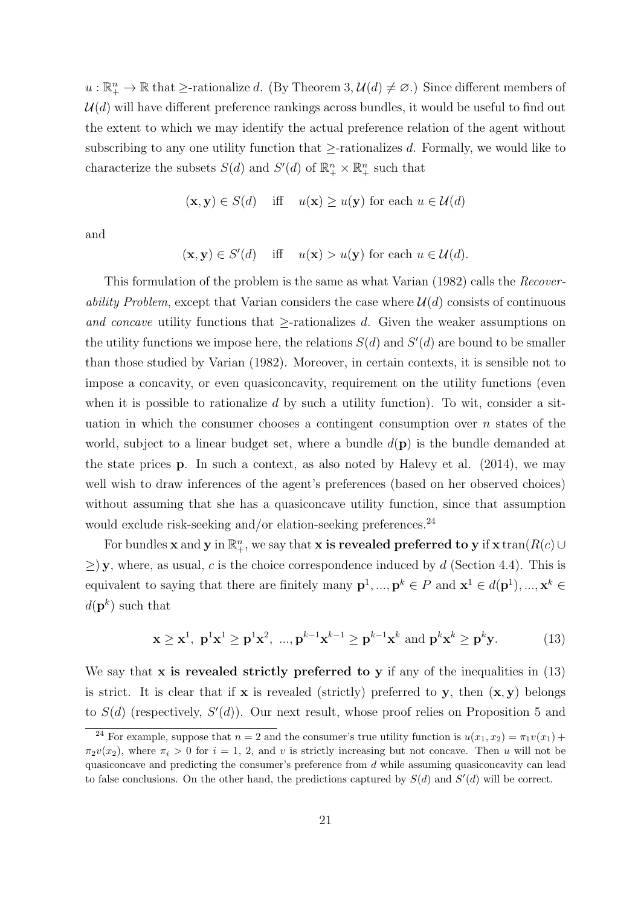$u : \mathbb{R}^n_+ \to \mathbb{R}$ that $\geq$-rationalize $d$. (By Theorem 3, $\mathcal{U}(d) \neq \varnothing$.) Since different members of $\mathcal{U}(d)$ will have different preference rankings across bundles, it would be useful to find out the extent to which we may identify the actual preference relation of the agent without subscribing to any one utility function that $\geq$-rationalizes $d$. Formally, we would like to characterize the subsets $S(d)$ and $S'(d)$ of $\mathbb{R}^n_+ \times \mathbb{R}^n_+$ such that

$$(\mathbf{x}, \mathbf{y}) \in S(d) \quad \text{iff} \quad u(\mathbf{x}) \geq u(\mathbf{y}) \text{ for each } u \in \mathcal{U}(d)$$

and

$$(\mathbf{x}, \mathbf{y}) \in S'(d) \quad \text{iff} \quad u(\mathbf{x}) > u(\mathbf{y}) \text{ for each } u \in \mathcal{U}(d).$$

This formulation of the problem is the same as what Varian (1982) calls the *Recoverability Problem*, except that Varian considers the case where $\mathcal{U}(d)$ consists of continuous *and concave* utility functions that $\geq$-rationalizes $d$. Given the weaker assumptions on the utility functions we impose here, the relations $S(d)$ and $S'(d)$ are bound to be smaller than those studied by Varian (1982). Moreover, in certain contexts, it is sensible not to impose a concavity, or even quasiconcavity, requirement on the utility functions (even when it is possible to rationalize $d$ by such a utility function). To wit, consider a situation in which the consumer chooses a contingent consumption over $n$ states of the world, subject to a linear budget set, where a bundle $d(\mathbf{p})$ is the bundle demanded at the state prices $\mathbf{p}$. In such a context, as also noted by Halevy et al. (2014), we may well wish to draw inferences of the agent's preferences (based on her observed choices) without assuming that she has a quasiconcave utility function, since that assumption would exclude risk-seeking and/or elation-seeking preferences.[24]

For bundles $\mathbf{x}$ and $\mathbf{y}$ in $\mathbb{R}^n_+$, we say that **$\mathbf{x}$ is revealed preferred to $\mathbf{y}$** if $\mathbf{x}\,\text{tran}(R(c) \cup \geq)\,\mathbf{y}$, where, as usual, $c$ is the choice correspondence induced by $d$ (Section 4.4). This is equivalent to saying that there are finitely many $\mathbf{p}^1, ..., \mathbf{p}^k \in P$ and $\mathbf{x}^1 \in d(\mathbf{p}^1), ..., \mathbf{x}^k \in d(\mathbf{p}^k)$ such that

$$\mathbf{x} \geq \mathbf{x}^1,\ \mathbf{p}^1\mathbf{x}^1 \geq \mathbf{p}^1\mathbf{x}^2,\ ..., \mathbf{p}^{k-1}\mathbf{x}^{k-1} \geq \mathbf{p}^{k-1}\mathbf{x}^k \text{ and } \mathbf{p}^k\mathbf{x}^k \geq \mathbf{p}^k\mathbf{y}. \tag{13}$$

We say that **$\mathbf{x}$ is revealed strictly preferred to $\mathbf{y}$** if any of the inequalities in (13) is strict. It is clear that if $\mathbf{x}$ is revealed (strictly) preferred to $\mathbf{y}$, then $(\mathbf{x}, \mathbf{y})$ belongs to $S(d)$ (respectively, $S'(d)$). Our next result, whose proof relies on Proposition 5 and

[24] For example, suppose that $n = 2$ and the consumer's true utility function is $u(x_1, x_2) = \pi_1 v(x_1) + \pi_2 v(x_2)$, where $\pi_i > 0$ for $i = 1, 2$, and $v$ is strictly increasing but not concave. Then $u$ will not be quasiconcave and predicting the consumer's preference from $d$ while assuming quasiconcavity can lead to false conclusions. On the other hand, the predictions captured by $S(d)$ and $S'(d)$ will be correct.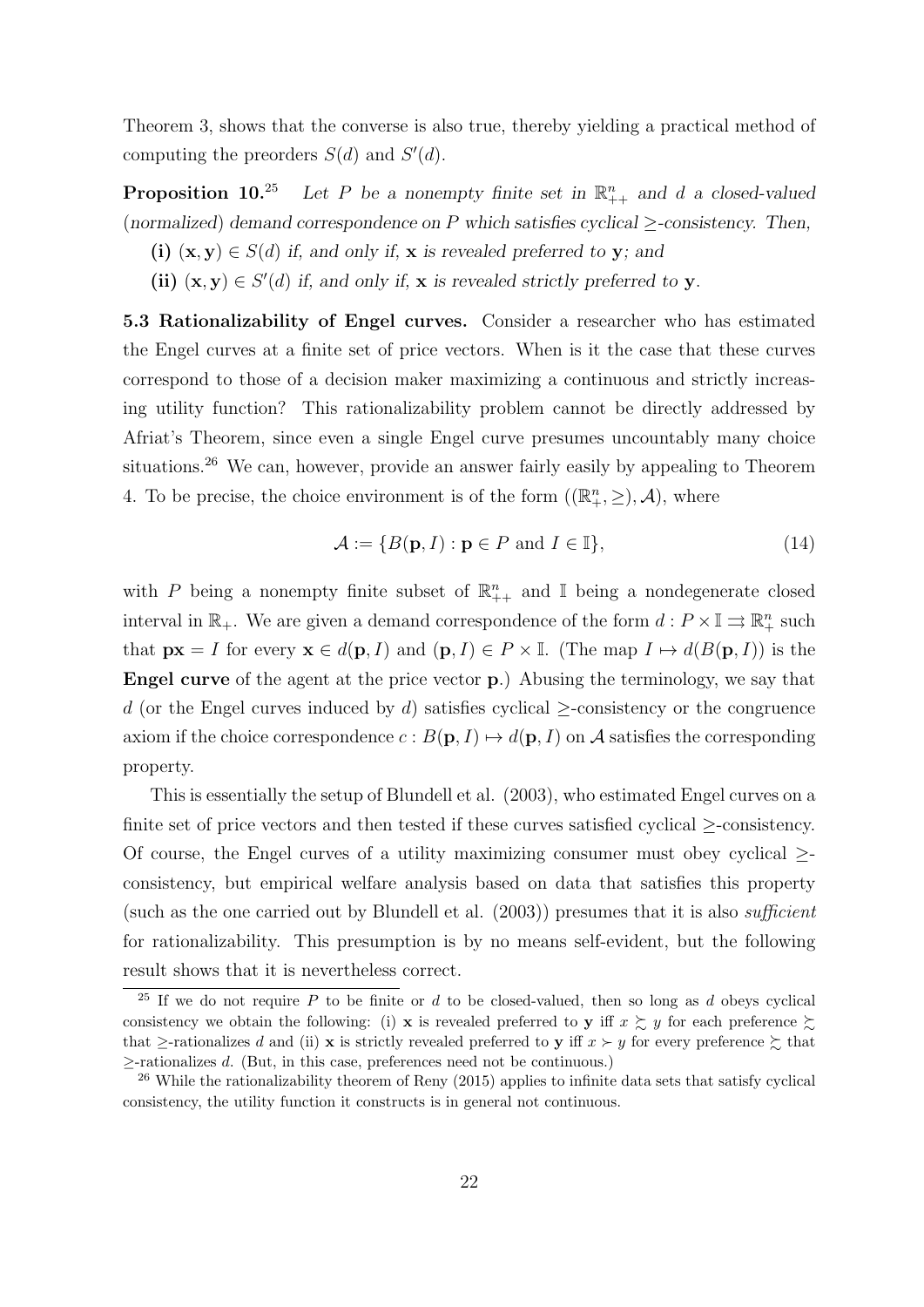Theorem 3, shows that the converse is also true, thereby yielding a practical method of computing the preorders $S(d)$ and $S'(d)$.

**Proposition 10.**[25] *Let $P$ be a nonempty finite set in $\mathbb{R}^n_{++}$ and $d$ a closed-valued (normalized) demand correspondence on $P$ which satisfies cyclical $\geq$-consistency. Then,*

**(i)** *$(\mathbf{x}, \mathbf{y}) \in S(d)$ if, and only if, $\mathbf{x}$ is revealed preferred to $\mathbf{y}$; and*

**(ii)** *$(\mathbf{x}, \mathbf{y}) \in S'(d)$ if, and only if, $\mathbf{x}$ is revealed strictly preferred to $\mathbf{y}$.*

**5.3 Rationalizability of Engel curves.** Consider a researcher who has estimated the Engel curves at a finite set of price vectors. When is it the case that these curves correspond to those of a decision maker maximizing a continuous and strictly increasing utility function? This rationalizability problem cannot be directly addressed by Afriat's Theorem, since even a single Engel curve presumes uncountably many choice situations.[26] We can, however, provide an answer fairly easily by appealing to Theorem 4. To be precise, the choice environment is of the form $((\mathbb{R}^n_+, \geq), \mathcal{A})$, where

$$\mathcal{A} := \{B(\mathbf{p}, I) : \mathbf{p} \in P \text{ and } I \in \mathbb{I}\}, \tag{14}$$

with $P$ being a nonempty finite subset of $\mathbb{R}^n_{++}$ and $\mathbb{I}$ being a nondegenerate closed interval in $\mathbb{R}_+$. We are given a demand correspondence of the form $d : P \times \mathbb{I} \rightrightarrows \mathbb{R}^n_+$ such that $\mathbf{px} = I$ for every $\mathbf{x} \in d(\mathbf{p}, I)$ and $(\mathbf{p}, I) \in P \times \mathbb{I}$. (The map $I \mapsto d(B(\mathbf{p}, I))$ is the **Engel curve** of the agent at the price vector $\mathbf{p}$.) Abusing the terminology, we say that $d$ (or the Engel curves induced by $d$) satisfies cyclical $\geq$-consistency or the congruence axiom if the choice correspondence $c : B(\mathbf{p}, I) \mapsto d(\mathbf{p}, I)$ on $\mathcal{A}$ satisfies the corresponding property.

This is essentially the setup of Blundell et al. (2003), who estimated Engel curves on a finite set of price vectors and then tested if these curves satisfied cyclical $\geq$-consistency. Of course, the Engel curves of a utility maximizing consumer must obey cyclical $\geq$-consistency, but empirical welfare analysis based on data that satisfies this property (such as the one carried out by Blundell et al. (2003)) presumes that it is also *sufficient* for rationalizability. This presumption is by no means self-evident, but the following result shows that it is nevertheless correct.

---

[25] If we do not require $P$ to be finite or $d$ to be closed-valued, then so long as $d$ obeys cyclical consistency we obtain the following: (i) $\mathbf{x}$ is revealed preferred to $\mathbf{y}$ iff $x \succsim y$ for each preference $\succsim$ that $\geq$-rationalizes $d$ and (ii) $\mathbf{x}$ is strictly revealed preferred to $\mathbf{y}$ iff $x \succ y$ for every preference $\succsim$ that $\geq$-rationalizes $d$. (But, in this case, preferences need not be continuous.)

[26] While the rationalizability theorem of Reny (2015) applies to infinite data sets that satisfy cyclical consistency, the utility function it constructs is in general not continuous.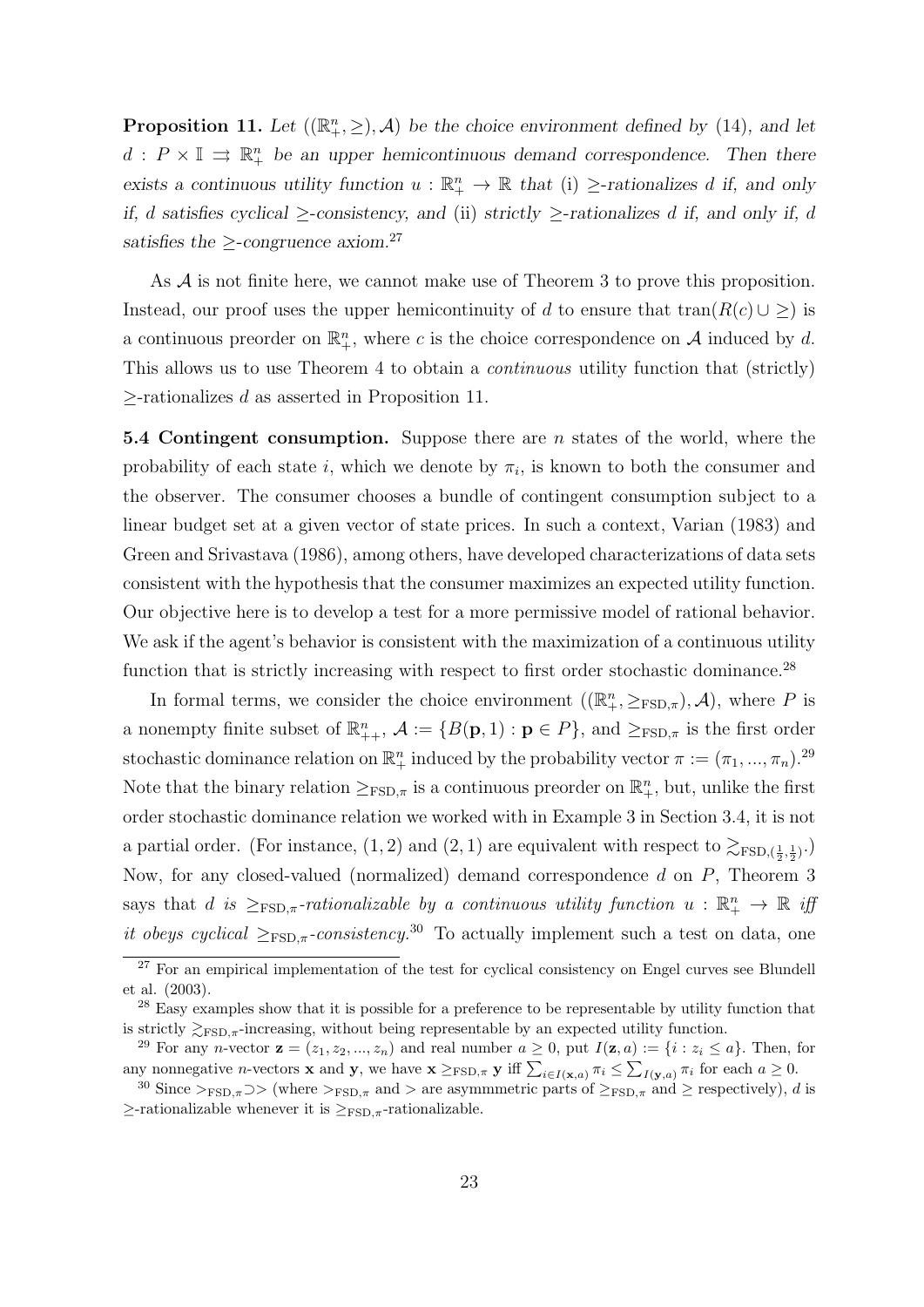**Proposition 11.** *Let $((\mathbb{R}^n_+, \geq), \mathcal{A})$ be the choice environment defined by* (14)*, and let $d : P \times \mathbb{I} \rightrightarrows \mathbb{R}^n_+$ be an upper hemicontinuous demand correspondence. Then there exists a continuous utility function $u : \mathbb{R}^n_+ \to \mathbb{R}$ that* (i) *$\geq$-rationalizes $d$ if, and only if, $d$ satisfies cyclical $\geq$-consistency, and* (ii) *strictly $\geq$-rationalizes $d$ if, and only if, $d$ satisfies the $\geq$-congruence axiom.*[27]

As $\mathcal{A}$ is not finite here, we cannot make use of Theorem 3 to prove this proposition. Instead, our proof uses the upper hemicontinuity of $d$ to ensure that $\text{tran}(R(c) \cup \geq)$ is a continuous preorder on $\mathbb{R}^n_+$, where $c$ is the choice correspondence on $\mathcal{A}$ induced by $d$. This allows us to use Theorem 4 to obtain a *continuous* utility function that (strictly) $\geq$-rationalizes $d$ as asserted in Proposition 11.

**5.4 Contingent consumption.** Suppose there are $n$ states of the world, where the probability of each state $i$, which we denote by $\pi_i$, is known to both the consumer and the observer. The consumer chooses a bundle of contingent consumption subject to a linear budget set at a given vector of state prices. In such a context, Varian (1983) and Green and Srivastava (1986), among others, have developed characterizations of data sets consistent with the hypothesis that the consumer maximizes an expected utility function. Our objective here is to develop a test for a more permissive model of rational behavior. We ask if the agent's behavior is consistent with the maximization of a continuous utility function that is strictly increasing with respect to first order stochastic dominance.[28]

In formal terms, we consider the choice environment $((\mathbb{R}^n_+, \geq_{\text{FSD},\pi}), \mathcal{A})$, where $P$ is a nonempty finite subset of $\mathbb{R}^n_{++}$, $\mathcal{A} := \{B(\mathbf{p}, 1) : \mathbf{p} \in P\}$, and $\geq_{\text{FSD},\pi}$ is the first order stochastic dominance relation on $\mathbb{R}^n_+$ induced by the probability vector $\pi := (\pi_1, ..., \pi_n)$.[29] Note that the binary relation $\geq_{\text{FSD},\pi}$ is a continuous preorder on $\mathbb{R}^n_+$, but, unlike the first order stochastic dominance relation we worked with in Example 3 in Section 3.4, it is not a partial order. (For instance, $(1, 2)$ and $(2, 1)$ are equivalent with respect to $\succsim_{\text{FSD},(\frac{1}{2},\frac{1}{2})}$.) Now, for any closed-valued (normalized) demand correspondence $d$ on $P$, Theorem 3 says that *$d$ is $\geq_{\text{FSD},\pi}$-rationalizable by a continuous utility function $u : \mathbb{R}^n_+ \to \mathbb{R}$ iff it obeys cyclical $\geq_{\text{FSD},\pi}$-consistency.*[30] To actually implement such a test on data, one

---

[27] For an empirical implementation of the test for cyclical consistency on Engel curves see Blundell et al. (2003).

[28] Easy examples show that it is possible for a preference to be representable by utility function that is strictly $\succsim_{\text{FSD},\pi}$-increasing, without being representable by an expected utility function.

[29] For any $n$-vector $\mathbf{z} = (z_1, z_2, ..., z_n)$ and real number $a \geq 0$, put $I(\mathbf{z}, a) := \{i : z_i \leq a\}$. Then, for any nonnegative $n$-vectors $\mathbf{x}$ and $\mathbf{y}$, we have $\mathbf{x} \geq_{\text{FSD},\pi} \mathbf{y}$ iff $\sum_{i \in I(\mathbf{x},a)} \pi_i \leq \sum_{I(\mathbf{y},a)} \pi_i$ for each $a \geq 0$.

[30] Since $>_{\text{FSD},\pi} \supset >$ (where $>_{\text{FSD},\pi}$ and $>$ are asymmmetric parts of $\geq_{\text{FSD},\pi}$ and $\geq$ respectively), $d$ is $\geq$-rationalizable whenever it is $\geq_{\text{FSD},\pi}$-rationalizable.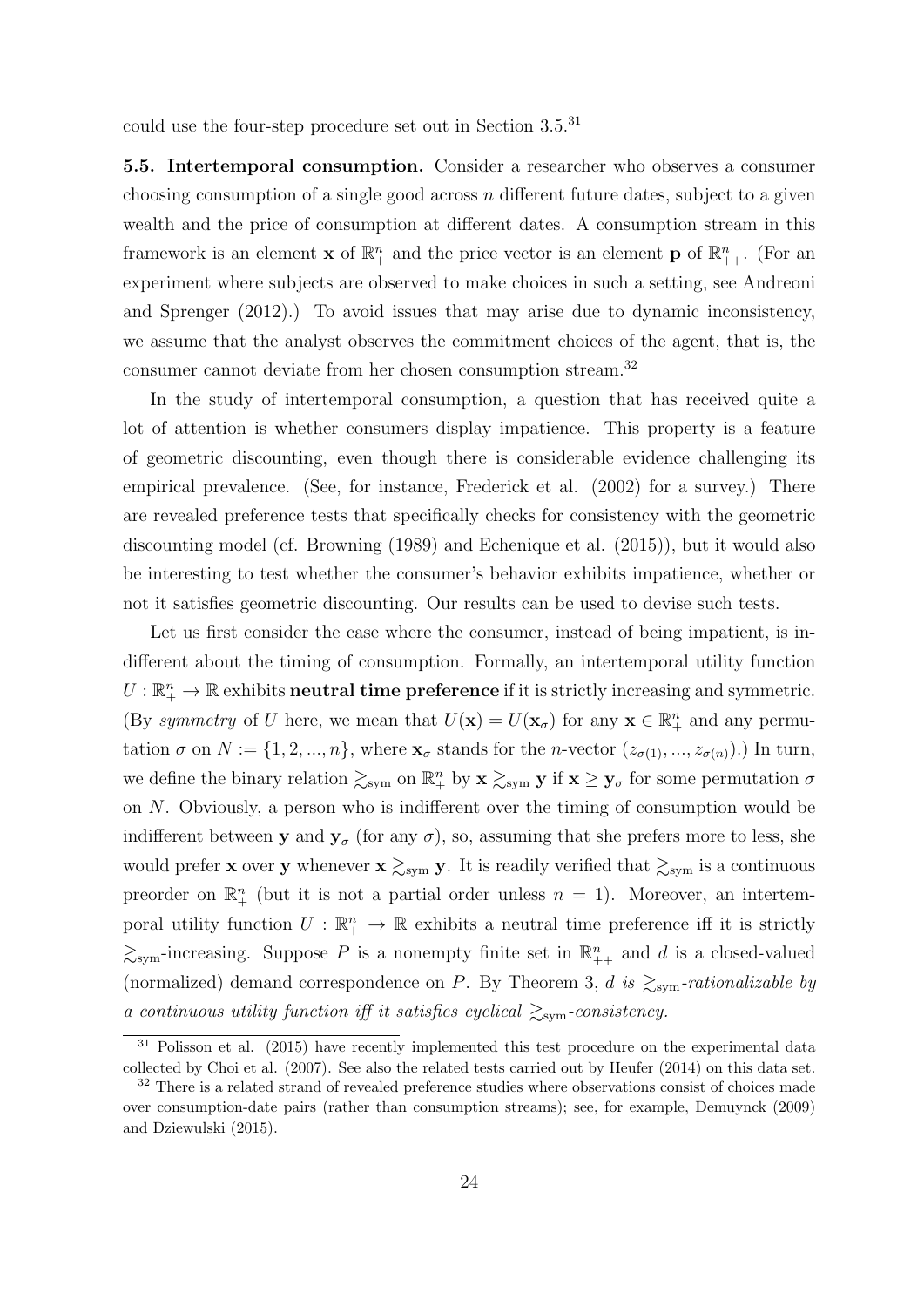could use the four-step procedure set out in Section 3.5.[31]

**5.5. Intertemporal consumption.** Consider a researcher who observes a consumer choosing consumption of a single good across $n$ different future dates, subject to a given wealth and the price of consumption at different dates. A consumption stream in this framework is an element $\mathbf{x}$ of $\mathbb{R}^n_+$ and the price vector is an element $\mathbf{p}$ of $\mathbb{R}^n_{++}$. (For an experiment where subjects are observed to make choices in such a setting, see Andreoni and Sprenger (2012).) To avoid issues that may arise due to dynamic inconsistency, we assume that the analyst observes the commitment choices of the agent, that is, the consumer cannot deviate from her chosen consumption stream.[32]

In the study of intertemporal consumption, a question that has received quite a lot of attention is whether consumers display impatience. This property is a feature of geometric discounting, even though there is considerable evidence challenging its empirical prevalence. (See, for instance, Frederick et al. (2002) for a survey.) There are revealed preference tests that specifically checks for consistency with the geometric discounting model (cf. Browning (1989) and Echenique et al. (2015)), but it would also be interesting to test whether the consumer's behavior exhibits impatience, whether or not it satisfies geometric discounting. Our results can be used to devise such tests.

Let us first consider the case where the consumer, instead of being impatient, is indifferent about the timing of consumption. Formally, an intertemporal utility function $U : \mathbb{R}^n_+ \to \mathbb{R}$ exhibits **neutral time preference** if it is strictly increasing and symmetric. (By *symmetry* of $U$ here, we mean that $U(\mathbf{x}) = U(\mathbf{x}_\sigma)$ for any $\mathbf{x} \in \mathbb{R}^n_+$ and any permutation $\sigma$ on $N := \{1, 2, ..., n\}$, where $\mathbf{x}_\sigma$ stands for the $n$-vector $(z_{\sigma(1)}, ..., z_{\sigma(n)})$.) In turn, we define the binary relation $\gtrsim_{\text{sym}}$ on $\mathbb{R}^n_+$ by $\mathbf{x} \gtrsim_{\text{sym}} \mathbf{y}$ if $\mathbf{x} \geq \mathbf{y}_\sigma$ for some permutation $\sigma$ on $N$. Obviously, a person who is indifferent over the timing of consumption would be indifferent between $\mathbf{y}$ and $\mathbf{y}_\sigma$ (for any $\sigma$), so, assuming that she prefers more to less, she would prefer $\mathbf{x}$ over $\mathbf{y}$ whenever $\mathbf{x} \gtrsim_{\text{sym}} \mathbf{y}$. It is readily verified that $\gtrsim_{\text{sym}}$ is a continuous preorder on $\mathbb{R}^n_+$ (but it is not a partial order unless $n = 1$). Moreover, an intertemporal utility function $U : \mathbb{R}^n_+ \to \mathbb{R}$ exhibits a neutral time preference iff it is strictly $\gtrsim_{\text{sym}}$-increasing. Suppose $P$ is a nonempty finite set in $\mathbb{R}^n_{++}$ and $d$ is a closed-valued (normalized) demand correspondence on $P$. By Theorem 3, *$d$ is $\gtrsim_{\text{sym}}$-rationalizable by a continuous utility function iff it satisfies cyclical $\gtrsim_{\text{sym}}$-consistency.*

[31] Polisson et al. (2015) have recently implemented this test procedure on the experimental data collected by Choi et al. (2007). See also the related tests carried out by Heufer (2014) on this data set.

[32] There is a related strand of revealed preference studies where observations consist of choices made over consumption-date pairs (rather than consumption streams); see, for example, Demuynck (2009) and Dziewulski (2015).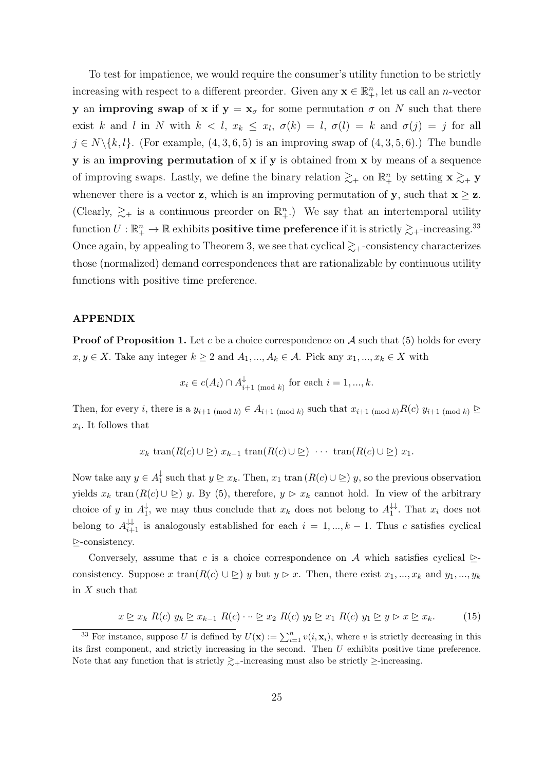To test for impatience, we would require the consumer's utility function to be strictly increasing with respect to a different preorder. Given any $\mathbf{x} \in \mathbb{R}^n_+$, let us call an $n$-vector $\mathbf{y}$ an **improving swap** of $\mathbf{x}$ if $\mathbf{y} = \mathbf{x}_\sigma$ for some permutation $\sigma$ on $N$ such that there exist $k$ and $l$ in $N$ with $k < l$, $x_k \leq x_l$, $\sigma(k) = l$, $\sigma(l) = k$ and $\sigma(j) = j$ for all $j \in N \backslash \{k, l\}$. (For example, $(4, 3, 6, 5)$ is an improving swap of $(4, 3, 5, 6)$.) The bundle $\mathbf{y}$ is an **improving permutation** of $\mathbf{x}$ if $\mathbf{y}$ is obtained from $\mathbf{x}$ by means of a sequence of improving swaps. Lastly, we define the binary relation $\gtrsim_+$ on $\mathbb{R}^n_+$ by setting $\mathbf{x} \gtrsim_+ \mathbf{y}$ whenever there is a vector $\mathbf{z}$, which is an improving permutation of $\mathbf{y}$, such that $\mathbf{x} \geq \mathbf{z}$. (Clearly, $\gtrsim_+$ is a continuous preorder on $\mathbb{R}^n_+$.) We say that an intertemporal utility function $U : \mathbb{R}^n_+ \to \mathbb{R}$ exhibits **positive time preference** if it is strictly $\gtrsim_+$-increasing.[33] Once again, by appealing to Theorem 3, we see that cyclical $\gtrsim_+$-consistency characterizes those (normalized) demand correspondences that are rationalizable by continuous utility functions with positive time preference.

## APPENDIX

**Proof of Proposition 1.** Let $c$ be a choice correspondence on $\mathcal{A}$ such that (5) holds for every $x, y \in X$. Take any integer $k \geq 2$ and $A_1, ..., A_k \in \mathcal{A}$. Pick any $x_1, ..., x_k \in X$ with

$$x_i \in c(A_i) \cap A^{\downarrow}_{i+1 \text{ (mod } k)} \text{ for each } i = 1, ..., k.$$

Then, for every $i$, there is a $y_{i+1 \text{ (mod } k)} \in A_{i+1 \text{ (mod } k)}$ such that $x_{i+1 \text{ (mod } k)} R(c)\; y_{i+1 \text{ (mod } k)} \trianglerighteq x_i$. It follows that

$$x_k \text{ tran}(R(c) \cup \trianglerighteq)\; x_{k-1} \text{ tran}(R(c) \cup \trianglerighteq)\; \cdots \text{ tran}(R(c) \cup \trianglerighteq)\; x_1.$$

Now take any $y \in A^{\downarrow}_1$ such that $y \trianglerighteq x_k$. Then, $x_1 \text{ tran}\,(R(c) \cup \trianglerighteq)\; y$, so the previous observation yields $x_k \text{ tran}\,(R(c) \cup \trianglerighteq)\; y$. By (5), therefore, $y \vartriangleright x_k$ cannot hold. In view of the arbitrary choice of $y$ in $A^{\downarrow}_1$, we may thus conclude that $x_k$ does not belong to $A^{\downarrow\downarrow}_1$. That $x_i$ does not belong to $A^{\downarrow\downarrow}_{i+1}$ is analogously established for each $i = 1, ..., k-1$. Thus $c$ satisfies cyclical $\trianglerighteq$-consistency.

Conversely, assume that $c$ is a choice correspondence on $\mathcal{A}$ which satisfies cyclical $\trianglerighteq$-consistency. Suppose $x \text{ tran}(R(c) \cup \trianglerighteq)\; y$ but $y \vartriangleright x$. Then, there exist $x_1, ..., x_k$ and $y_1, ..., y_k$ in $X$ such that

$$x \trianglerighteq x_k\; R(c)\; y_k \trianglerighteq x_{k-1}\; R(c) \cdots \trianglerighteq x_2\; R(c)\; y_2 \trianglerighteq x_1\; R(c)\; y_1 \trianglerighteq y \vartriangleright x \trianglerighteq x_k. \tag{15}$$

[33] For instance, suppose $U$ is defined by $U(\mathbf{x}) := \sum_{i=1}^n v(i, \mathbf{x}_i)$, where $v$ is strictly decreasing in this its first component, and strictly increasing in the second. Then $U$ exhibits positive time preference. Note that any function that is strictly $\gtrsim_+$-increasing must also be strictly $\geq$-increasing.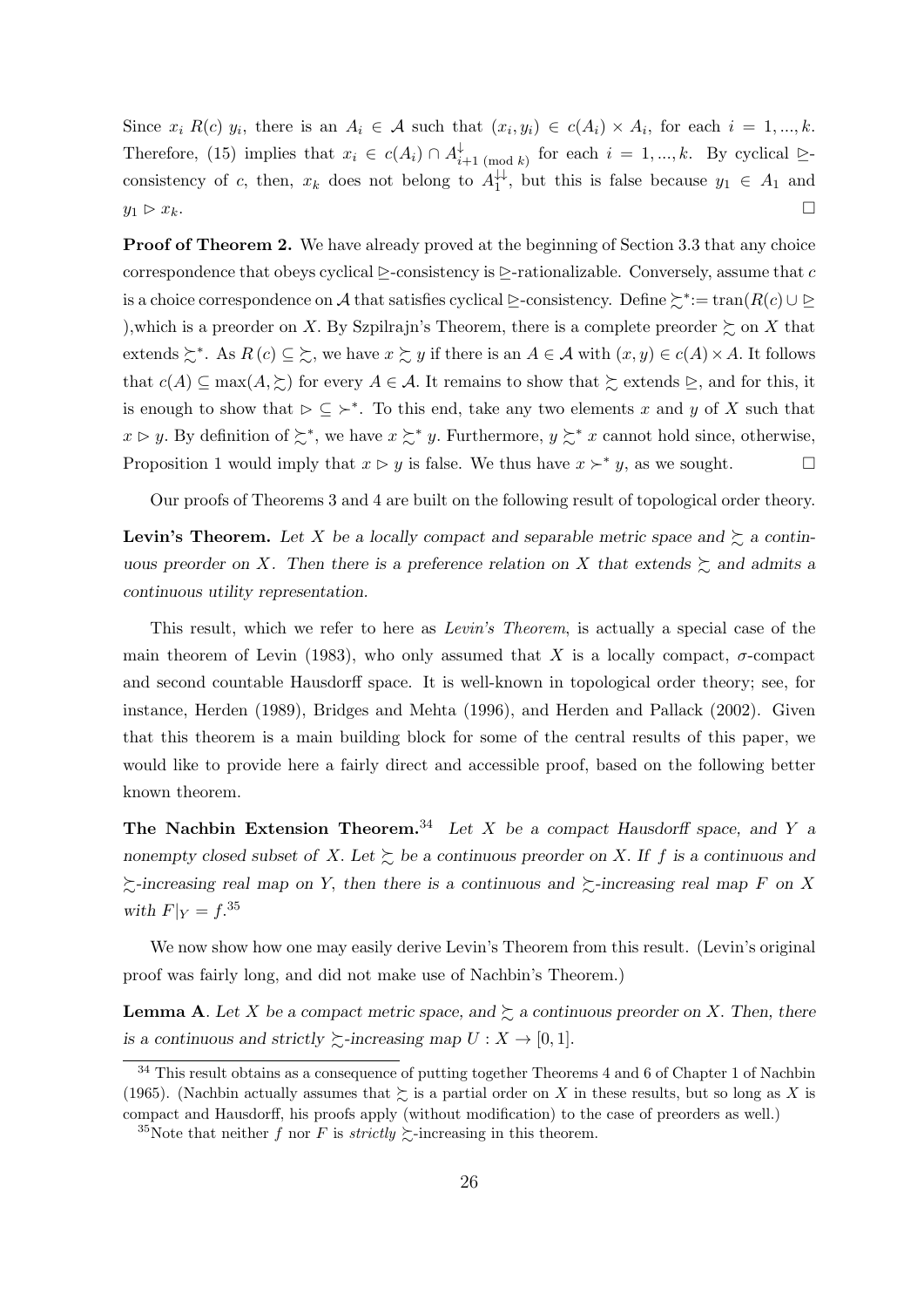Since $x_i \; R(c) \; y_i$, there is an $A_i \in \mathcal{A}$ such that $(x_i, y_i) \in c(A_i) \times A_i$, for each $i = 1, ..., k$. Therefore, (15) implies that $x_i \in c(A_i) \cap A^{\downarrow}_{i+1 \text{ (mod } k)}$ for each $i = 1, ..., k$. By cyclical $\trianglerighteq$-consistency of $c$, then, $x_k$ does not belong to $A_1^{\downarrow\downarrow}$, but this is false because $y_1 \in A_1$ and $y_1 \rhd x_k$. □

**Proof of Theorem 2.** We have already proved at the beginning of Section 3.3 that any choice correspondence that obeys cyclical $\trianglerighteq$-consistency is $\trianglerighteq$-rationalizable. Conversely, assume that $c$ is a choice correspondence on $\mathcal{A}$ that satisfies cyclical $\trianglerighteq$-consistency. Define $\succsim^* := \text{tran}(R(c) \cup \trianglerighteq)$,which is a preorder on $X$. By Szpilrajn's Theorem, there is a complete preorder $\succsim$ on $X$ that extends $\succsim^*$. As $R(c) \subseteq \succsim$, we have $x \succsim y$ if there is an $A \in \mathcal{A}$ with $(x, y) \in c(A) \times A$. It follows that $c(A) \subseteq \max(A, \succsim)$ for every $A \in \mathcal{A}$. It remains to show that $\succsim$ extends $\trianglerighteq$, and for this, it is enough to show that $\rhd \subseteq \succ^*$. To this end, take any two elements $x$ and $y$ of $X$ such that $x \rhd y$. By definition of $\succsim^*$, we have $x \succsim^* y$. Furthermore, $y \succsim^* x$ cannot hold since, otherwise, Proposition 1 would imply that $x \rhd y$ is false. We thus have $x \succ^* y$, as we sought. □

Our proofs of Theorems 3 and 4 are built on the following result of topological order theory.

**Levin's Theorem.** *Let $X$ be a locally compact and separable metric space and $\succsim$ a continuous preorder on $X$. Then there is a preference relation on $X$ that extends $\succsim$ and admits a continuous utility representation.*

This result, which we refer to here as *Levin's Theorem*, is actually a special case of the main theorem of Levin (1983), who only assumed that $X$ is a locally compact, $\sigma$-compact and second countable Hausdorff space. It is well-known in topological order theory; see, for instance, Herden (1989), Bridges and Mehta (1996), and Herden and Pallack (2002). Given that this theorem is a main building block for some of the central results of this paper, we would like to provide here a fairly direct and accessible proof, based on the following better known theorem.

**The Nachbin Extension Theorem.**[34] *Let $X$ be a compact Hausdorff space, and $Y$ a nonempty closed subset of $X$. Let $\succsim$ be a continuous preorder on $X$. If $f$ is a continuous and $\succsim$-increasing real map on $Y$, then there is a continuous and $\succsim$-increasing real map $F$ on $X$ with $F|_Y = f$.*[35]

We now show how one may easily derive Levin's Theorem from this result. (Levin's original proof was fairly long, and did not make use of Nachbin's Theorem.)

**Lemma A**. *Let $X$ be a compact metric space, and $\succsim$ a continuous preorder on $X$. Then, there is a continuous and strictly $\succsim$-increasing map $U : X \to [0, 1]$.*

[34] This result obtains as a consequence of putting together Theorems 4 and 6 of Chapter 1 of Nachbin (1965). (Nachbin actually assumes that $\succsim$ is a partial order on $X$ in these results, but so long as $X$ is compact and Hausdorff, his proofs apply (without modification) to the case of preorders as well.)

[35] Note that neither $f$ nor $F$ is *strictly* $\succsim$-increasing in this theorem.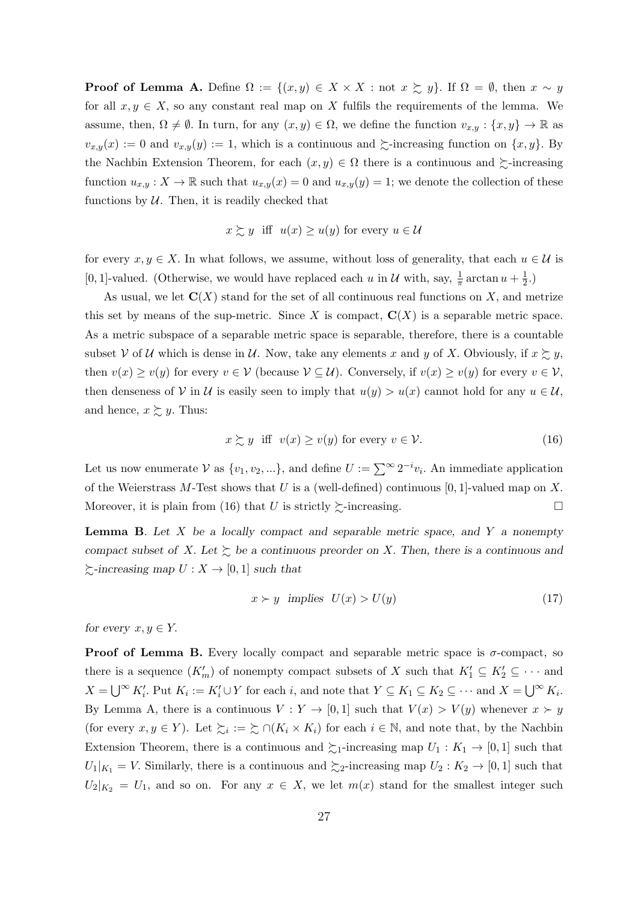**Proof of Lemma A.** Define $\Omega := \{(x, y) \in X \times X : \text{not } x \succsim y\}$. If $\Omega = \emptyset$, then $x \sim y$ for all $x, y \in X$, so any constant real map on $X$ fulfils the requirements of the lemma. We assume, then, $\Omega \neq \emptyset$. In turn, for any $(x, y) \in \Omega$, we define the function $v_{x,y} : \{x, y\} \to \mathbb{R}$ as $v_{x,y}(x) := 0$ and $v_{x,y}(y) := 1$, which is a continuous and $\succsim$-increasing function on $\{x, y\}$. By the Nachbin Extension Theorem, for each $(x, y) \in \Omega$ there is a continuous and $\succsim$-increasing function $u_{x,y} : X \to \mathbb{R}$ such that $u_{x,y}(x) = 0$ and $u_{x,y}(y) = 1$; we denote the collection of these functions by $\mathcal{U}$. Then, it is readily checked that

$$x \succsim y \quad \text{iff} \quad u(x) \geq u(y) \text{ for every } u \in \mathcal{U}$$

for every $x, y \in X$. In what follows, we assume, without loss of generality, that each $u \in \mathcal{U}$ is $[0, 1]$-valued. (Otherwise, we would have replaced each $u$ in $\mathcal{U}$ with, say, $\frac{1}{\pi} \arctan u + \frac{1}{2}$.)

As usual, we let $\mathbf{C}(X)$ stand for the set of all continuous real functions on $X$, and metrize this set by means of the sup-metric. Since $X$ is compact, $\mathbf{C}(X)$ is a separable metric space. As a metric subspace of a separable metric space is separable, therefore, there is a countable subset $\mathcal{V}$ of $\mathcal{U}$ which is dense in $\mathcal{U}$. Now, take any elements $x$ and $y$ of $X$. Obviously, if $x \succsim y$, then $v(x) \geq v(y)$ for every $v \in \mathcal{V}$ (because $\mathcal{V} \subseteq \mathcal{U}$). Conversely, if $v(x) \geq v(y)$ for every $v \in \mathcal{V}$, then denseness of $\mathcal{V}$ in $\mathcal{U}$ is easily seen to imply that $u(y) > u(x)$ cannot hold for any $u \in \mathcal{U}$, and hence, $x \succsim y$. Thus:

$$x \succsim y \quad \text{iff} \quad v(x) \geq v(y) \text{ for every } v \in \mathcal{V}. \tag{16}$$

Let us now enumerate $\mathcal{V}$ as $\{v_1, v_2, ...\}$, and define $U := \sum^{\infty} 2^{-i} v_i$. An immediate application of the Weierstrass $M$-Test shows that $U$ is a (well-defined) continuous $[0, 1]$-valued map on $X$. Moreover, it is plain from (16) that $U$ is strictly $\succsim$-increasing. $\square$

**Lemma B**. *Let $X$ be a locally compact and separable metric space, and $Y$ a nonempty compact subset of $X$. Let $\succsim$ be a continuous preorder on $X$. Then, there is a continuous and $\succsim$-increasing map $U : X \to [0, 1]$ such that*

$$x \succ y \;\; \textit{implies} \;\; U(x) > U(y) \tag{17}$$

*for every $x, y \in Y$.*

**Proof of Lemma B.** Every locally compact and separable metric space is $\sigma$-compact, so there is a sequence $(K'_m)$ of nonempty compact subsets of $X$ such that $K'_1 \subseteq K'_2 \subseteq \cdots$ and $X = \bigcup^{\infty} K'_i$. Put $K_i := K'_i \cup Y$ for each $i$, and note that $Y \subseteq K_1 \subseteq K_2 \subseteq \cdots$ and $X = \bigcup^{\infty} K_i$. By Lemma A, there is a continuous $V : Y \to [0, 1]$ such that $V(x) > V(y)$ whenever $x \succ y$ (for every $x, y \in Y$). Let $\succsim_i := \succsim \cap (K_i \times K_i)$ for each $i \in \mathbb{N}$, and note that, by the Nachbin Extension Theorem, there is a continuous and $\succsim_1$-increasing map $U_1 : K_1 \to [0, 1]$ such that $U_1|_{K_1} = V$. Similarly, there is a continuous and $\succsim_2$-increasing map $U_2 : K_2 \to [0, 1]$ such that $U_2|_{K_2} = U_1$, and so on. For any $x \in X$, we let $m(x)$ stand for the smallest integer such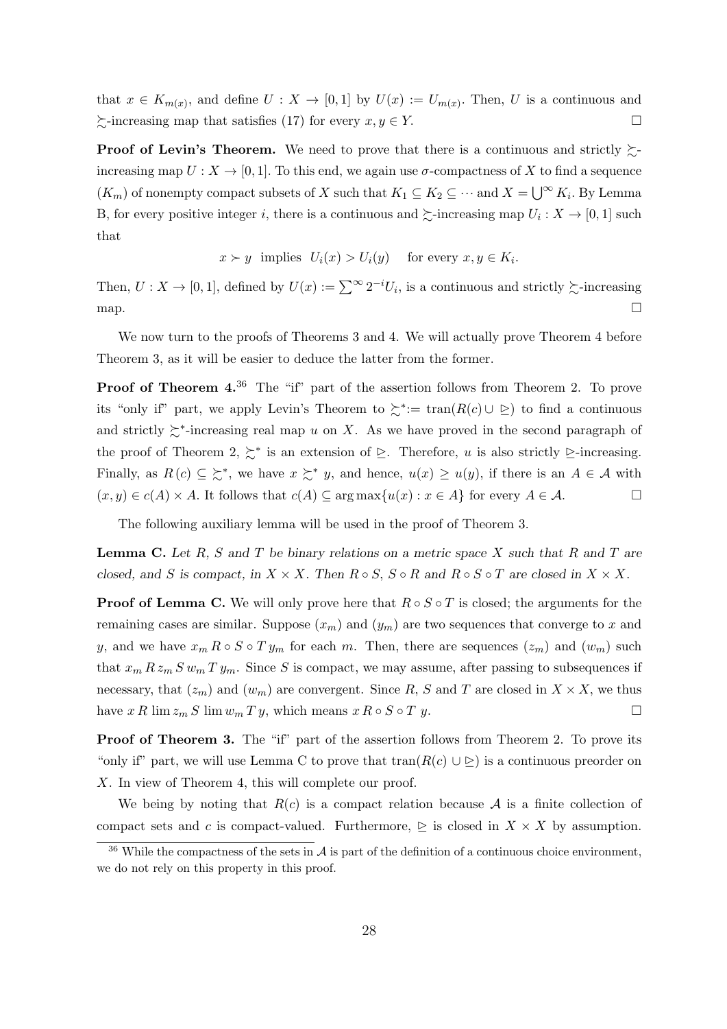that $x \in K_{m(x)}$, and define $U : X \to [0,1]$ by $U(x) := U_{m(x)}$. Then, $U$ is a continuous and $\succsim$-increasing map that satisfies (17) for every $x, y \in Y$. $\square$

**Proof of Levin's Theorem.** We need to prove that there is a continuous and strictly $\succsim$-increasing map $U : X \to [0,1]$. To this end, we again use $\sigma$-compactness of $X$ to find a sequence $(K_m)$ of nonempty compact subsets of $X$ such that $K_1 \subseteq K_2 \subseteq \cdots$ and $X = \bigcup^{\infty} K_i$. By Lemma B, for every positive integer $i$, there is a continuous and $\succsim$-increasing map $U_i : X \to [0,1]$ such that

$$x \succ y \text{ implies } U_i(x) > U_i(y) \quad \text{for every } x, y \in K_i.$$

Then, $U : X \to [0,1]$, defined by $U(x) := \sum^{\infty} 2^{-i} U_i$, is a continuous and strictly $\succsim$-increasing map. $\square$

We now turn to the proofs of Theorems 3 and 4. We will actually prove Theorem 4 before Theorem 3, as it will be easier to deduce the latter from the former.

**Proof of Theorem 4.**[36] The "if" part of the assertion follows from Theorem 2. To prove its "only if" part, we apply Levin's Theorem to $\succsim^* := \text{tran}(R(c) \cup \trianglerighteq)$ to find a continuous and strictly $\succsim^*$-increasing real map $u$ on $X$. As we have proved in the second paragraph of the proof of Theorem 2, $\succsim^*$ is an extension of $\trianglerighteq$. Therefore, $u$ is also strictly $\trianglerighteq$-increasing. Finally, as $R(c) \subseteq \succsim^*$, we have $x \succsim^* y$, and hence, $u(x) \geq u(y)$, if there is an $A \in \mathcal{A}$ with $(x, y) \in c(A) \times A$. It follows that $c(A) \subseteq \arg\max\{u(x) : x \in A\}$ for every $A \in \mathcal{A}$. $\square$

The following auxiliary lemma will be used in the proof of Theorem 3.

**Lemma C.** *Let $R$, $S$ and $T$ be binary relations on a metric space $X$ such that $R$ and $T$ are closed, and $S$ is compact, in $X \times X$. Then $R \circ S$, $S \circ R$ and $R \circ S \circ T$ are closed in $X \times X$.*

**Proof of Lemma C.** We will only prove here that $R \circ S \circ T$ is closed; the arguments for the remaining cases are similar. Suppose $(x_m)$ and $(y_m)$ are two sequences that converge to $x$ and $y$, and we have $x_m \, R \circ S \circ T \, y_m$ for each $m$. Then, there are sequences $(z_m)$ and $(w_m)$ such that $x_m \, R \, z_m \, S \, w_m \, T \, y_m$. Since $S$ is compact, we may assume, after passing to subsequences if necessary, that $(z_m)$ and $(w_m)$ are convergent. Since $R$, $S$ and $T$ are closed in $X \times X$, we thus have $x \, R \lim z_m \, S \lim w_m \, T \, y$, which means $x \, R \circ S \circ T \, y$. $\square$

**Proof of Theorem 3.** The "if" part of the assertion follows from Theorem 2. To prove its "only if" part, we will use Lemma C to prove that $\text{tran}(R(c) \cup \trianglerighteq)$ is a continuous preorder on $X$. In view of Theorem 4, this will complete our proof.

We being by noting that $R(c)$ is a compact relation because $\mathcal{A}$ is a finite collection of compact sets and $c$ is compact-valued. Furthermore, $\trianglerighteq$ is closed in $X \times X$ by assumption.

[36] While the compactness of the sets in $\mathcal{A}$ is part of the definition of a continuous choice environment, we do not rely on this property in this proof.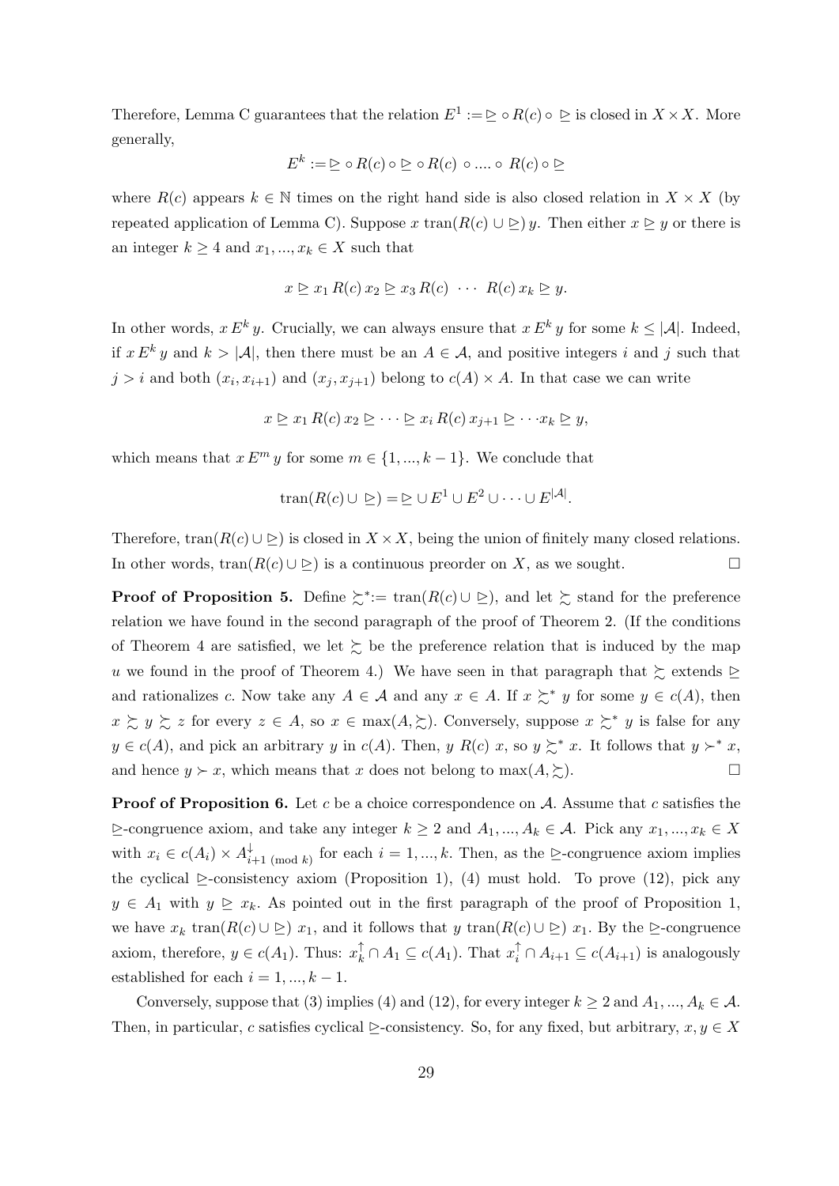Therefore, Lemma C guarantees that the relation $E^1 := \trianglerighteq \circ R(c) \circ \trianglerighteq$ is closed in $X \times X$. More generally,

$$E^k := \trianglerighteq \circ R(c) \circ \trianglerighteq \circ R(c) \circ .... \circ R(c) \circ \trianglerighteq$$

where $R(c)$ appears $k \in \mathbb{N}$ times on the right hand side is also closed relation in $X \times X$ (by repeated application of Lemma C). Suppose $x \text{ tran}(R(c) \cup \trianglerighteq)\, y$. Then either $x \trianglerighteq y$ or there is an integer $k \geq 4$ and $x_1, ..., x_k \in X$ such that

$$x \trianglerighteq x_1 \, R(c) \, x_2 \trianglerighteq x_3 \, R(c) \ \cdots \ R(c) \, x_k \trianglerighteq y.$$

In other words, $x \, E^k \, y$. Crucially, we can always ensure that $x \, E^k \, y$ for some $k \leq |\mathcal{A}|$. Indeed, if $x \, E^k \, y$ and $k > |\mathcal{A}|$, then there must be an $A \in \mathcal{A}$, and positive integers $i$ and $j$ such that $j > i$ and both $(x_i, x_{i+1})$ and $(x_j, x_{j+1})$ belong to $c(A) \times A$. In that case we can write

$$x \trianglerighteq x_1 \, R(c) \, x_2 \trianglerighteq \cdots \trianglerighteq x_i \, R(c) \, x_{j+1} \trianglerighteq \cdots x_k \trianglerighteq y,$$

which means that $x \, E^m \, y$ for some $m \in \{1, ..., k-1\}$. We conclude that

$$\text{tran}(R(c) \cup \trianglerighteq) = \trianglerighteq \cup E^1 \cup E^2 \cup \cdots \cup E^{|\mathcal{A}|}.$$

Therefore, $\text{tran}(R(c) \cup \trianglerighteq)$ is closed in $X \times X$, being the union of finitely many closed relations. In other words, $\text{tran}(R(c) \cup \trianglerighteq)$ is a continuous preorder on $X$, as we sought. $\square$

**Proof of Proposition 5.** Define $\succsim^* := \text{tran}(R(c) \cup \trianglerighteq)$, and let $\succsim$ stand for the preference relation we have found in the second paragraph of the proof of Theorem 2. (If the conditions of Theorem 4 are satisfied, we let $\succsim$ be the preference relation that is induced by the map $u$ we found in the proof of Theorem 4.) We have seen in that paragraph that $\succsim$ extends $\trianglerighteq$ and rationalizes $c$. Now take any $A \in \mathcal{A}$ and any $x \in A$. If $x \succsim^* y$ for some $y \in c(A)$, then $x \succsim y \succsim z$ for every $z \in A$, so $x \in \max(A, \succsim)$. Conversely, suppose $x \succsim^* y$ is false for any $y \in c(A)$, and pick an arbitrary $y$ in $c(A)$. Then, $y \; R(c) \; x$, so $y \succsim^* x$. It follows that $y \succ^* x$, and hence $y \succ x$, which means that $x$ does not belong to $\max(A, \succsim)$. $\square$

**Proof of Proposition 6.** Let $c$ be a choice correspondence on $\mathcal{A}$. Assume that $c$ satisfies the $\trianglerighteq$-congruence axiom, and take any integer $k \geq 2$ and $A_1, ..., A_k \in \mathcal{A}$. Pick any $x_1, ..., x_k \in X$ with $x_i \in c(A_i) \times A^{\downarrow}_{i+1 \text{ (mod } k)}$ for each $i = 1, ..., k$. Then, as the $\trianglerighteq$-congruence axiom implies the cyclical $\trianglerighteq$-consistency axiom (Proposition 1), (4) must hold. To prove (12), pick any $y \in A_1$ with $y \trianglerighteq x_k$. As pointed out in the first paragraph of the proof of Proposition 1, we have $x_k \text{ tran}(R(c) \cup \trianglerighteq)\, x_1$, and it follows that $y \text{ tran}(R(c) \cup \trianglerighteq)\, x_1$. By the $\trianglerighteq$-congruence axiom, therefore, $y \in c(A_1)$. Thus: $x_k^{\uparrow} \cap A_1 \subseteq c(A_1)$. That $x_i^{\uparrow} \cap A_{i+1} \subseteq c(A_{i+1})$ is analogously established for each $i = 1, ..., k-1$.

Conversely, suppose that (3) implies (4) and (12), for every integer $k \geq 2$ and $A_1, ..., A_k \in \mathcal{A}$. Then, in particular, $c$ satisfies cyclical $\trianglerighteq$-consistency. So, for any fixed, but arbitrary, $x, y \in X$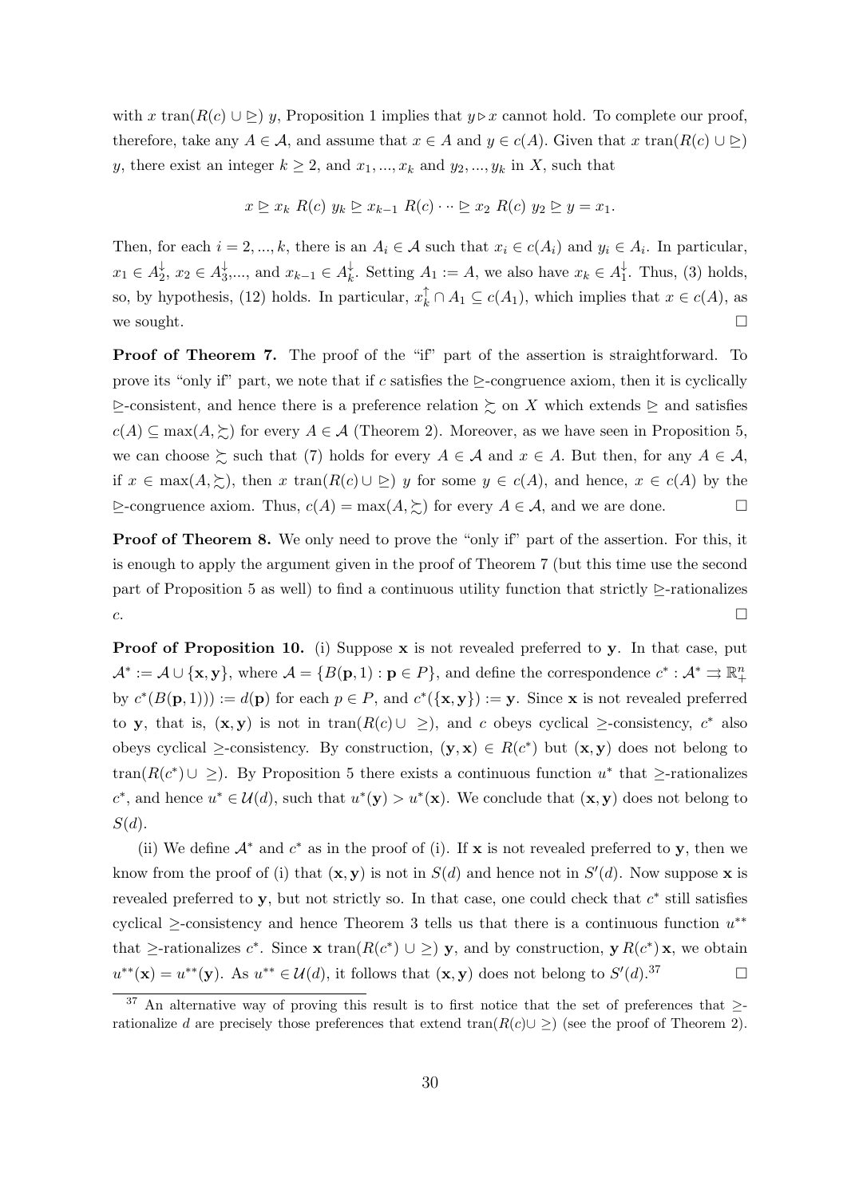with $x$ tran$(R(c) \cup \trianglerighteq)$ $y$, Proposition 1 implies that $y \triangleright x$ cannot hold. To complete our proof, therefore, take any $A \in \mathcal{A}$, and assume that $x \in A$ and $y \in c(A)$. Given that $x$ tran$(R(c) \cup \trianglerighteq)$ $y$, there exist an integer $k \geq 2$, and $x_1, ..., x_k$ and $y_2, ..., y_k$ in $X$, such that

$$x \trianglerighteq x_k \; R(c) \; y_k \trianglerighteq x_{k-1} \; R(c) \cdots \trianglerighteq x_2 \; R(c) \; y_2 \trianglerighteq y = x_1.$$

Then, for each $i = 2, ..., k$, there is an $A_i \in \mathcal{A}$ such that $x_i \in c(A_i)$ and $y_i \in A_i$. In particular, $x_1 \in A_2^{\downarrow}$, $x_2 \in A_3^{\downarrow}$,..., and $x_{k-1} \in A_k^{\downarrow}$. Setting $A_1 := A$, we also have $x_k \in A_1^{\downarrow}$. Thus, (3) holds, so, by hypothesis, (12) holds. In particular, $x_k^{\uparrow} \cap A_1 \subseteq c(A_1)$, which implies that $x \in c(A)$, as we sought. $\square$

**Proof of Theorem 7.** The proof of the "if" part of the assertion is straightforward. To prove its "only if" part, we note that if $c$ satisfies the $\trianglerighteq$-congruence axiom, then it is cyclically $\trianglerighteq$-consistent, and hence there is a preference relation $\succsim$ on $X$ which extends $\trianglerighteq$ and satisfies $c(A) \subseteq \max(A, \succsim)$ for every $A \in \mathcal{A}$ (Theorem 2). Moreover, as we have seen in Proposition 5, we can choose $\succsim$ such that (7) holds for every $A \in \mathcal{A}$ and $x \in A$. But then, for any $A \in \mathcal{A}$, if $x \in \max(A, \succsim)$, then $x$ tran$(R(c) \cup \trianglerighteq)$ $y$ for some $y \in c(A)$, and hence, $x \in c(A)$ by the $\trianglerighteq$-congruence axiom. Thus, $c(A) = \max(A, \succsim)$ for every $A \in \mathcal{A}$, and we are done. $\square$

**Proof of Theorem 8.** We only need to prove the "only if" part of the assertion. For this, it is enough to apply the argument given in the proof of Theorem 7 (but this time use the second part of Proposition 5 as well) to find a continuous utility function that strictly $\trianglerighteq$-rationalizes $c$. $\square$

**Proof of Proposition 10.** (i) Suppose $\mathbf{x}$ is not revealed preferred to $\mathbf{y}$. In that case, put $\mathcal{A}^* := \mathcal{A} \cup \{\mathbf{x}, \mathbf{y}\}$, where $\mathcal{A} = \{B(\mathbf{p}, 1) : \mathbf{p} \in P\}$, and define the correspondence $c^* : \mathcal{A}^* \rightrightarrows \mathbb{R}^n_+$ by $c^*(B(\mathbf{p}, 1))) := d(\mathbf{p})$ for each $p \in P$, and $c^*(\{\mathbf{x}, \mathbf{y}\}) := \mathbf{y}$. Since $\mathbf{x}$ is not revealed preferred to $\mathbf{y}$, that is, $(\mathbf{x}, \mathbf{y})$ is not in tran$(R(c) \cup \geq)$, and $c$ obeys cyclical $\geq$-consistency, $c^*$ also obeys cyclical $\geq$-consistency. By construction, $(\mathbf{y}, \mathbf{x}) \in R(c^*)$ but $(\mathbf{x}, \mathbf{y})$ does not belong to tran$(R(c^*) \cup \geq)$. By Proposition 5 there exists a continuous function $u^*$ that $\geq$-rationalizes $c^*$, and hence $u^* \in \mathcal{U}(d)$, such that $u^*(\mathbf{y}) > u^*(\mathbf{x})$. We conclude that $(\mathbf{x}, \mathbf{y})$ does not belong to $S(d)$.

(ii) We define $\mathcal{A}^*$ and $c^*$ as in the proof of (i). If $\mathbf{x}$ is not revealed preferred to $\mathbf{y}$, then we know from the proof of (i) that $(\mathbf{x}, \mathbf{y})$ is not in $S(d)$ and hence not in $S'(d)$. Now suppose $\mathbf{x}$ is revealed preferred to $\mathbf{y}$, but not strictly so. In that case, one could check that $c^*$ still satisfies cyclical $\geq$-consistency and hence Theorem 3 tells us that there is a continuous function $u^{**}$ that $\geq$-rationalizes $c^*$. Since $\mathbf{x}$ tran$(R(c^*) \cup \geq)$ $\mathbf{y}$, and by construction, $\mathbf{y} \, R(c^*) \, \mathbf{x}$, we obtain $u^{**}(\mathbf{x}) = u^{**}(\mathbf{y})$. As $u^{**} \in \mathcal{U}(d)$, it follows that $(\mathbf{x}, \mathbf{y})$ does not belong to $S'(d)$.[37] $\square$

[37] An alternative way of proving this result is to first notice that the set of preferences that $\geq$-rationalize $d$ are precisely those preferences that extend tran$(R(c) \cup \geq)$ (see the proof of Theorem 2).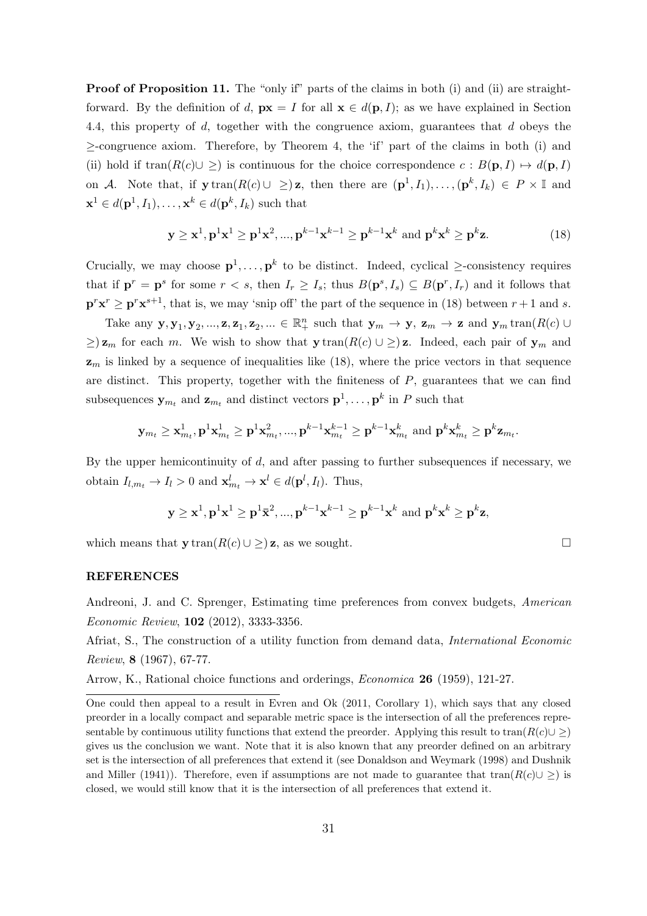**Proof of Proposition 11.** The "only if" parts of the claims in both (i) and (ii) are straightforward. By the definition of $d$, $\mathbf{p}\mathbf{x} = I$ for all $\mathbf{x} \in d(\mathbf{p}, I)$; as we have explained in Section 4.4, this property of $d$, together with the congruence axiom, guarantees that $d$ obeys the $\geq$-congruence axiom. Therefore, by Theorem 4, the 'if' part of the claims in both (i) and (ii) hold if $\text{tran}(R(c) \cup \geq)$ is continuous for the choice correspondence $c : B(\mathbf{p}, I) \mapsto d(\mathbf{p}, I)$ on $\mathcal{A}$. Note that, if $\mathbf{y}\,\text{tran}(R(c) \cup \geq)\,\mathbf{z}$, then there are $(\mathbf{p}^1, I_1), \ldots, (\mathbf{p}^k, I_k) \in P \times \mathbb{I}$ and $\mathbf{x}^1 \in d(\mathbf{p}^1, I_1), \ldots, \mathbf{x}^k \in d(\mathbf{p}^k, I_k)$ such that

$$\mathbf{y} \geq \mathbf{x}^1, \mathbf{p}^1\mathbf{x}^1 \geq \mathbf{p}^1\mathbf{x}^2, ..., \mathbf{p}^{k-1}\mathbf{x}^{k-1} \geq \mathbf{p}^{k-1}\mathbf{x}^k \text{ and } \mathbf{p}^k\mathbf{x}^k \geq \mathbf{p}^k\mathbf{z}. \tag{18}$$

Crucially, we may choose $\mathbf{p}^1, \ldots, \mathbf{p}^k$ to be distinct. Indeed, cyclical $\geq$-consistency requires that if $\mathbf{p}^r = \mathbf{p}^s$ for some $r < s$, then $I_r \geq I_s$; thus $B(\mathbf{p}^s, I_s) \subseteq B(\mathbf{p}^r, I_r)$ and it follows that $\mathbf{p}^r\mathbf{x}^r \geq \mathbf{p}^r\mathbf{x}^{s+1}$, that is, we may 'snip off' the part of the sequence in (18) between $r+1$ and $s$.

Take any $\mathbf{y}, \mathbf{y}_1, \mathbf{y}_2, ..., \mathbf{z}, \mathbf{z}_1, \mathbf{z}_2, ... \in \mathbb{R}^n_+$ such that $\mathbf{y}_m \to \mathbf{y}$, $\mathbf{z}_m \to \mathbf{z}$ and $\mathbf{y}_m\,\text{tran}(R(c) \cup \geq)\,\mathbf{z}_m$ for each $m$. We wish to show that $\mathbf{y}\,\text{tran}(R(c) \cup \geq)\,\mathbf{z}$. Indeed, each pair of $\mathbf{y}_m$ and $\mathbf{z}_m$ is linked by a sequence of inequalities like (18), where the price vectors in that sequence are distinct. This property, together with the finiteness of $P$, guarantees that we can find subsequences $\mathbf{y}_{m_t}$ and $\mathbf{z}_{m_t}$ and distinct vectors $\mathbf{p}^1, \ldots, \mathbf{p}^k$ in $P$ such that

$$\mathbf{y}_{m_t} \geq \mathbf{x}^1_{m_t}, \mathbf{p}^1\mathbf{x}^1_{m_t} \geq \mathbf{p}^1\mathbf{x}^2_{m_t}, ..., \mathbf{p}^{k-1}\mathbf{x}^{k-1}_{m_t} \geq \mathbf{p}^{k-1}\mathbf{x}^k_{m_t} \text{ and } \mathbf{p}^k\mathbf{x}^k_{m_t} \geq \mathbf{p}^k\mathbf{z}_{m_t}.$$

By the upper hemicontinuity of $d$, and after passing to further subsequences if necessary, we obtain $I_{l,m_t} \to I_l > 0$ and $\mathbf{x}^l_{m_t} \to \mathbf{x}^l \in d(\mathbf{p}^l, I_l)$. Thus,

$$\mathbf{y} \geq \mathbf{x}^1, \mathbf{p}^1\mathbf{x}^1 \geq \mathbf{p}^1\bar{\mathbf{x}}^2, ..., \mathbf{p}^{k-1}\mathbf{x}^{k-1} \geq \mathbf{p}^{k-1}\mathbf{x}^k \text{ and } \mathbf{p}^k\mathbf{x}^k \geq \mathbf{p}^k\mathbf{z},$$

which means that $\mathbf{y}\,\text{tran}(R(c) \cup \geq)\,\mathbf{z}$, as we sought. □

## REFERENCES

Andreoni, J. and C. Sprenger, Estimating time preferences from convex budgets, *American Economic Review*, **102** (2012), 3333-3356.

Afriat, S., The construction of a utility function from demand data, *International Economic Review*, **8** (1967), 67-77.

Arrow, K., Rational choice functions and orderings, *Economica* **26** (1959), 121-27.

---

One could then appeal to a result in Evren and Ok (2011, Corollary 1), which says that any closed preorder in a locally compact and separable metric space is the intersection of all the preferences representable by continuous utility functions that extend the preorder. Applying this result to $\text{tran}(R(c) \cup \geq)$ gives us the conclusion we want. Note that it is also known that any preorder defined on an arbitrary set is the intersection of all preferences that extend it (see Donaldson and Weymark (1998) and Dushnik and Miller (1941)). Therefore, even if assumptions are not made to guarantee that $\text{tran}(R(c) \cup \geq)$ is closed, we would still know that it is the intersection of all preferences that extend it.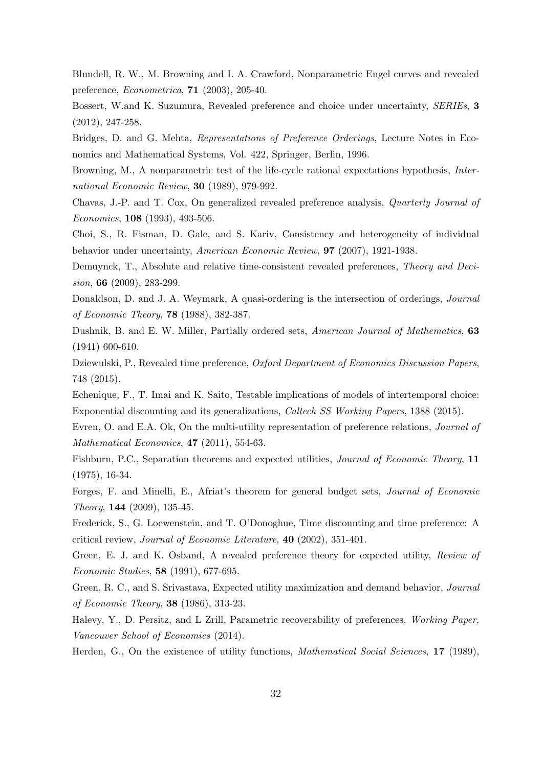Blundell, R. W., M. Browning and I. A. Crawford, Nonparametric Engel curves and revealed preference, *Econometrica*, **71** (2003), 205-40.

Bossert, W.and K. Suzumura, Revealed preference and choice under uncertainty, *SERIEs*, **3** (2012), 247-258.

Bridges, D. and G. Mehta, *Representations of Preference Orderings*, Lecture Notes in Economics and Mathematical Systems, Vol. 422, Springer, Berlin, 1996.

Browning, M., A nonparametric test of the life-cycle rational expectations hypothesis, *International Economic Review*, **30** (1989), 979-992.

Chavas, J.-P. and T. Cox, On generalized revealed preference analysis, *Quarterly Journal of Economics*, **108** (1993), 493-506.

Choi, S., R. Fisman, D. Gale, and S. Kariv, Consistency and heterogeneity of individual behavior under uncertainty, *American Economic Review*, **97** (2007), 1921-1938.

Demuynck, T., Absolute and relative time-consistent revealed preferences, *Theory and Decision*, **66** (2009), 283-299.

Donaldson, D. and J. A. Weymark, A quasi-ordering is the intersection of orderings, *Journal of Economic Theory*, **78** (1988), 382-387.

Dushnik, B. and E. W. Miller, Partially ordered sets, *American Journal of Mathematics*, **63** (1941) 600-610.

Dziewulski, P., Revealed time preference, *Oxford Department of Economics Discussion Papers*, 748 (2015).

Echenique, F., T. Imai and K. Saito, Testable implications of models of intertemporal choice: Exponential discounting and its generalizations, *Caltech SS Working Papers*, 1388 (2015).

Evren, O. and E.A. Ok, On the multi-utility representation of preference relations, *Journal of Mathematical Economics*, **47** (2011), 554-63.

Fishburn, P.C., Separation theorems and expected utilities, *Journal of Economic Theory*, **11** (1975), 16-34.

Forges, F. and Minelli, E., Afriat's theorem for general budget sets, *Journal of Economic Theory*, **144** (2009), 135-45.

Frederick, S., G. Loewenstein, and T. O'Donoghue, Time discounting and time preference: A critical review, *Journal of Economic Literature*, **40** (2002), 351-401.

Green, E. J. and K. Osband, A revealed preference theory for expected utility, *Review of Economic Studies*, **58** (1991), 677-695.

Green, R. C., and S. Srivastava, Expected utility maximization and demand behavior, *Journal of Economic Theory*, **38** (1986), 313-23.

Halevy, Y., D. Persitz, and L Zrill, Parametric recoverability of preferences, *Working Paper, Vancouver School of Economics* (2014).

Herden, G., On the existence of utility functions, *Mathematical Social Sciences*, **17** (1989),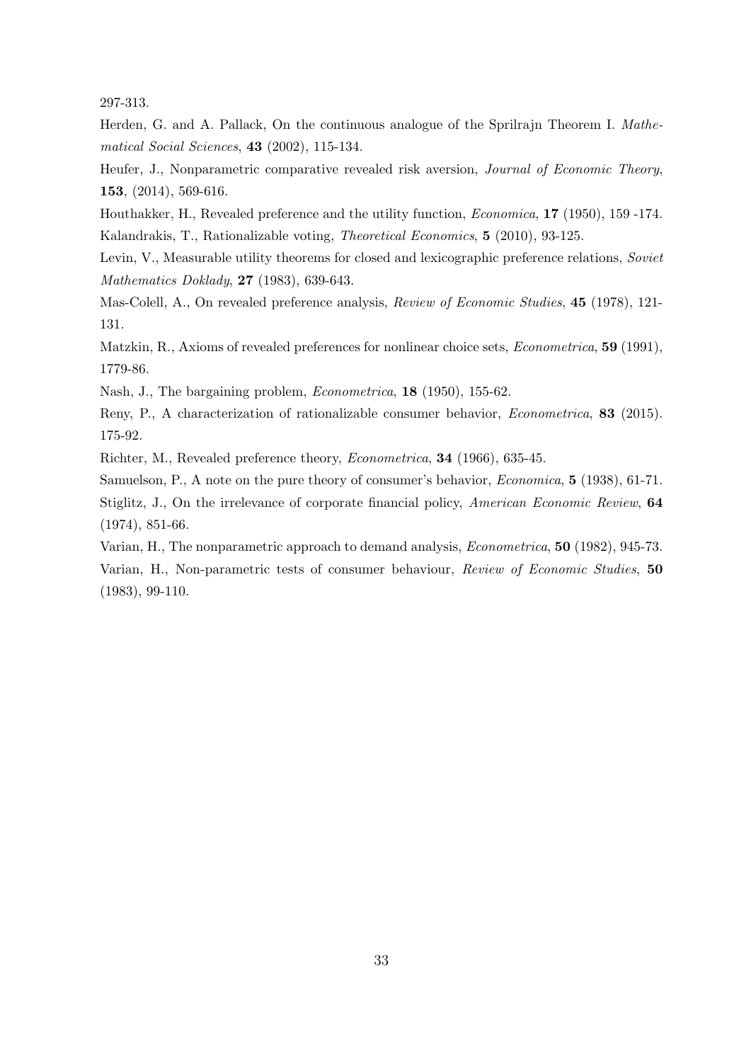297-313.

Herden, G. and A. Pallack, On the continuous analogue of the Sprilrajn Theorem I. *Mathematical Social Sciences*, **43** (2002), 115-134.

Heufer, J., Nonparametric comparative revealed risk aversion, *Journal of Economic Theory*, **153**, (2014), 569-616.

Houthakker, H., Revealed preference and the utility function, *Economica*, **17** (1950), 159 -174.

Kalandrakis, T., Rationalizable voting, *Theoretical Economics*, **5** (2010), 93-125.

Levin, V., Measurable utility theorems for closed and lexicographic preference relations, *Soviet Mathematics Doklady*, **27** (1983), 639-643.

Mas-Colell, A., On revealed preference analysis, *Review of Economic Studies*, **45** (1978), 121-131.

Matzkin, R., Axioms of revealed preferences for nonlinear choice sets, *Econometrica*, **59** (1991), 1779-86.

Nash, J., The bargaining problem, *Econometrica*, **18** (1950), 155-62.

Reny, P., A characterization of rationalizable consumer behavior, *Econometrica*, **83** (2015). 175-92.

Richter, M., Revealed preference theory, *Econometrica*, **34** (1966), 635-45.

Samuelson, P., A note on the pure theory of consumer's behavior, *Economica*, **5** (1938), 61-71.

Stiglitz, J., On the irrelevance of corporate financial policy, *American Economic Review*, **64** (1974), 851-66.

Varian, H., The nonparametric approach to demand analysis, *Econometrica*, **50** (1982), 945-73.

Varian, H., Non-parametric tests of consumer behaviour, *Review of Economic Studies*, **50** (1983), 99-110.